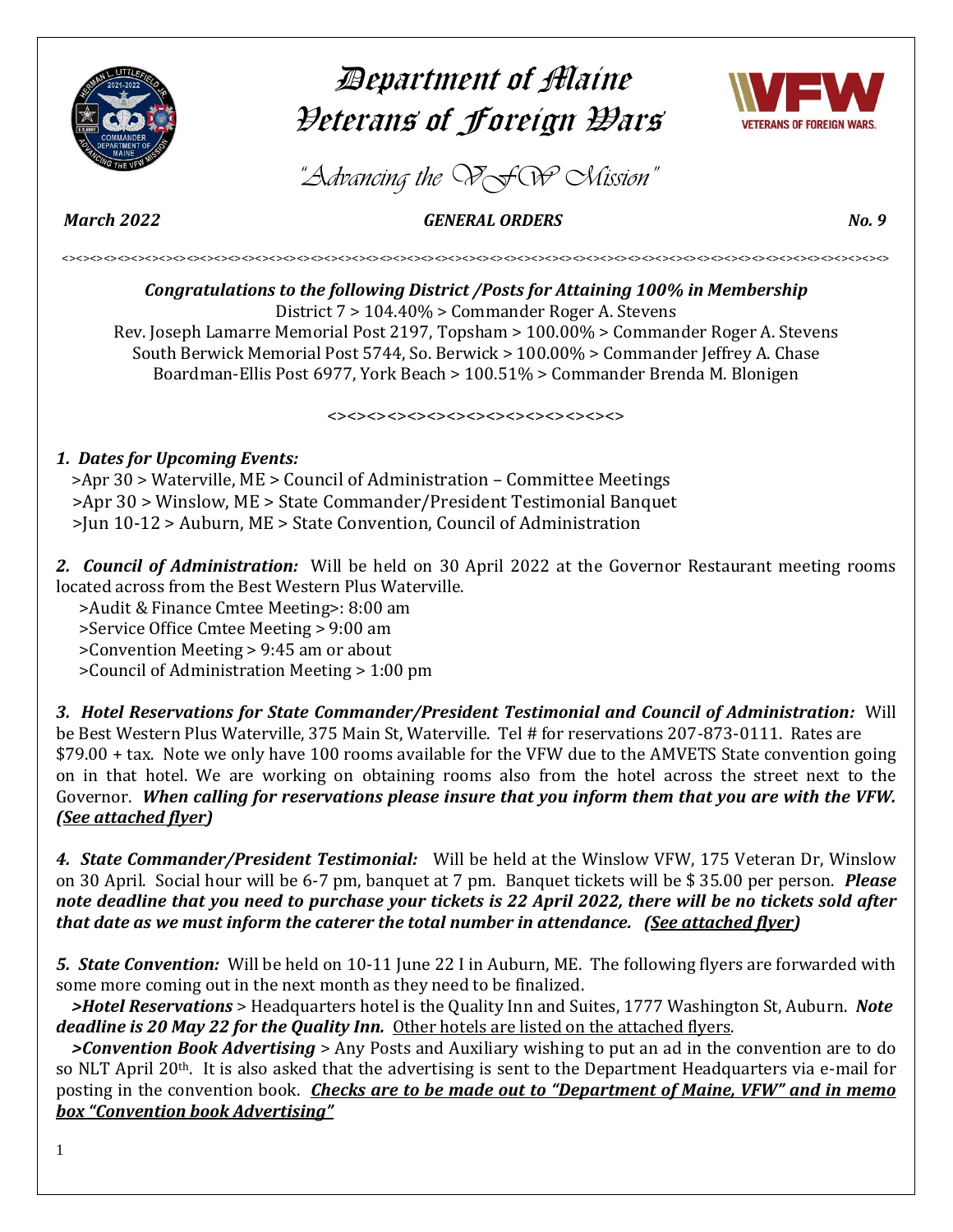# Department of Maine
# Veterans of Foreign Wars

*"Advancing the VFW Mission"*

***March 2022*** ***GENERAL ORDERS*** ***No. 9***

<><><><><><><><><><><><><><><><><><><><><><><><><><><><><><><><><><><><><><><><><><><><><><><><><><><><><><><><><><><><><>

***Congratulations to the following District /Posts for Attaining 100% in Membership***

District 7 > 104.40% > Commander Roger A. Stevens

Rev. Joseph Lamarre Memorial Post 2197, Topsham > 100.00% > Commander Roger A. Stevens

South Berwick Memorial Post 5744, So. Berwick > 100.00% > Commander Jeffrey A. Chase

Boardman-Ellis Post 6977, York Beach > 100.51% > Commander Brenda M. Blonigen

<><><><><><><><><><><><><><><><><><><><><><>

***1. Dates for Upcoming Events:***

>Apr 30 > Waterville, ME > Council of Administration – Committee Meetings

>Apr 30 > Winslow, ME > State Commander/President Testimonial Banquet

>Jun 10-12 > Auburn, ME > State Convention, Council of Administration

***2. Council of Administration:*** Will be held on 30 April 2022 at the Governor Restaurant meeting rooms located across from the Best Western Plus Waterville.

>Audit & Finance Cmtee Meeting>: 8:00 am

>Service Office Cmtee Meeting > 9:00 am

>Convention Meeting > 9:45 am or about

>Council of Administration Meeting > 1:00 pm

***3. Hotel Reservations for State Commander/President Testimonial and Council of Administration:*** Will be Best Western Plus Waterville, 375 Main St, Waterville. Tel # for reservations 207-873-0111. Rates are $79.00 + tax. Note we only have 100 rooms available for the VFW due to the AMVETS State convention going on in that hotel. We are working on obtaining rooms also from the hotel across the street next to the Governor. ***When calling for reservations please insure that you inform them that you are with the VFW. (See attached flyer)***

***4. State Commander/President Testimonial:*** Will be held at the Winslow VFW, 175 Veteran Dr, Winslow on 30 April. Social hour will be 6-7 pm, banquet at 7 pm. Banquet tickets will be $ 35.00 per person. ***Please note deadline that you need to purchase your tickets is 22 April 2022, there will be no tickets sold after that date as we must inform the caterer the total number in attendance. (See attached flyer)***

***5. State Convention:*** Will be held on 10-11 June 22 I in Auburn, ME. The following flyers are forwarded with some more coming out in the next month as they need to be finalized.

***>Hotel Reservations*** > Headquarters hotel is the Quality Inn and Suites, 1777 Washington St, Auburn. ***Note deadline is 20 May 22 for the Quality Inn.*** Other hotels are listed on the attached flyers.

***>Convention Book Advertising*** > Any Posts and Auxiliary wishing to put an ad in the convention are to do so NLT April 20th. It is also asked that the advertising is sent to the Department Headquarters via e-mail for posting in the convention book. ***Checks are to be made out to "Department of Maine, VFW" and in memo box "Convention book Advertising"***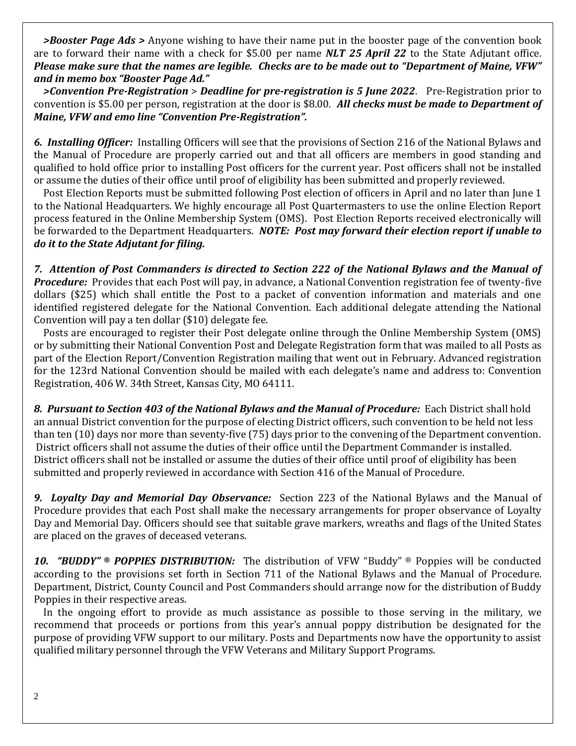***>Booster Page Ads >*** Anyone wishing to have their name put in the booster page of the convention book are to forward their name with a check for $5.00 per name ***NLT 25 April 22*** to the State Adjutant office. ***Please make sure that the names are legible. Checks are to be made out to "Department of Maine, VFW" and in memo box "Booster Page Ad."***

***>Convention Pre-Registration*** > ***Deadline for pre-registration is 5 June 2022***. Pre-Registration prior to convention is $5.00 per person, registration at the door is $8.00. ***All checks must be made to Department of Maine, VFW and emo line "Convention Pre-Registration".***

***6. Installing Officer:*** Installing Officers will see that the provisions of Section 216 of the National Bylaws and the Manual of Procedure are properly carried out and that all officers are members in good standing and qualified to hold office prior to installing Post officers for the current year. Post officers shall not be installed or assume the duties of their office until proof of eligibility has been submitted and properly reviewed.

Post Election Reports must be submitted following Post election of officers in April and no later than June 1 to the National Headquarters. We highly encourage all Post Quartermasters to use the online Election Report process featured in the Online Membership System (OMS). Post Election Reports received electronically will be forwarded to the Department Headquarters. ***NOTE: Post may forward their election report if unable to do it to the State Adjutant for filing.***

***7. Attention of Post Commanders is directed to Section 222 of the National Bylaws and the Manual of Procedure:*** Provides that each Post will pay, in advance, a National Convention registration fee of twenty-five dollars ($25) which shall entitle the Post to a packet of convention information and materials and one identified registered delegate for the National Convention. Each additional delegate attending the National Convention will pay a ten dollar ($10) delegate fee.

Posts are encouraged to register their Post delegate online through the Online Membership System (OMS) or by submitting their National Convention Post and Delegate Registration form that was mailed to all Posts as part of the Election Report/Convention Registration mailing that went out in February. Advanced registration for the 123rd National Convention should be mailed with each delegate's name and address to: Convention Registration, 406 W. 34th Street, Kansas City, MO 64111.

***8. Pursuant to Section 403 of the National Bylaws and the Manual of Procedure:*** Each District shall hold an annual District convention for the purpose of electing District officers, such convention to be held not less than ten (10) days nor more than seventy-five (75) days prior to the convening of the Department convention. District officers shall not assume the duties of their office until the Department Commander is installed. District officers shall not be installed or assume the duties of their office until proof of eligibility has been submitted and properly reviewed in accordance with Section 416 of the Manual of Procedure.

***9. Loyalty Day and Memorial Day Observance:*** Section 223 of the National Bylaws and the Manual of Procedure provides that each Post shall make the necessary arrangements for proper observance of Loyalty Day and Memorial Day. Officers should see that suitable grave markers, wreaths and flags of the United States are placed on the graves of deceased veterans.

***10. "BUDDY" ® POPPIES DISTRIBUTION:*** The distribution of VFW "Buddy" ® Poppies will be conducted according to the provisions set forth in Section 711 of the National Bylaws and the Manual of Procedure. Department, District, County Council and Post Commanders should arrange now for the distribution of Buddy Poppies in their respective areas.

In the ongoing effort to provide as much assistance as possible to those serving in the military, we recommend that proceeds or portions from this year's annual poppy distribution be designated for the purpose of providing VFW support to our military. Posts and Departments now have the opportunity to assist qualified military personnel through the VFW Veterans and Military Support Programs.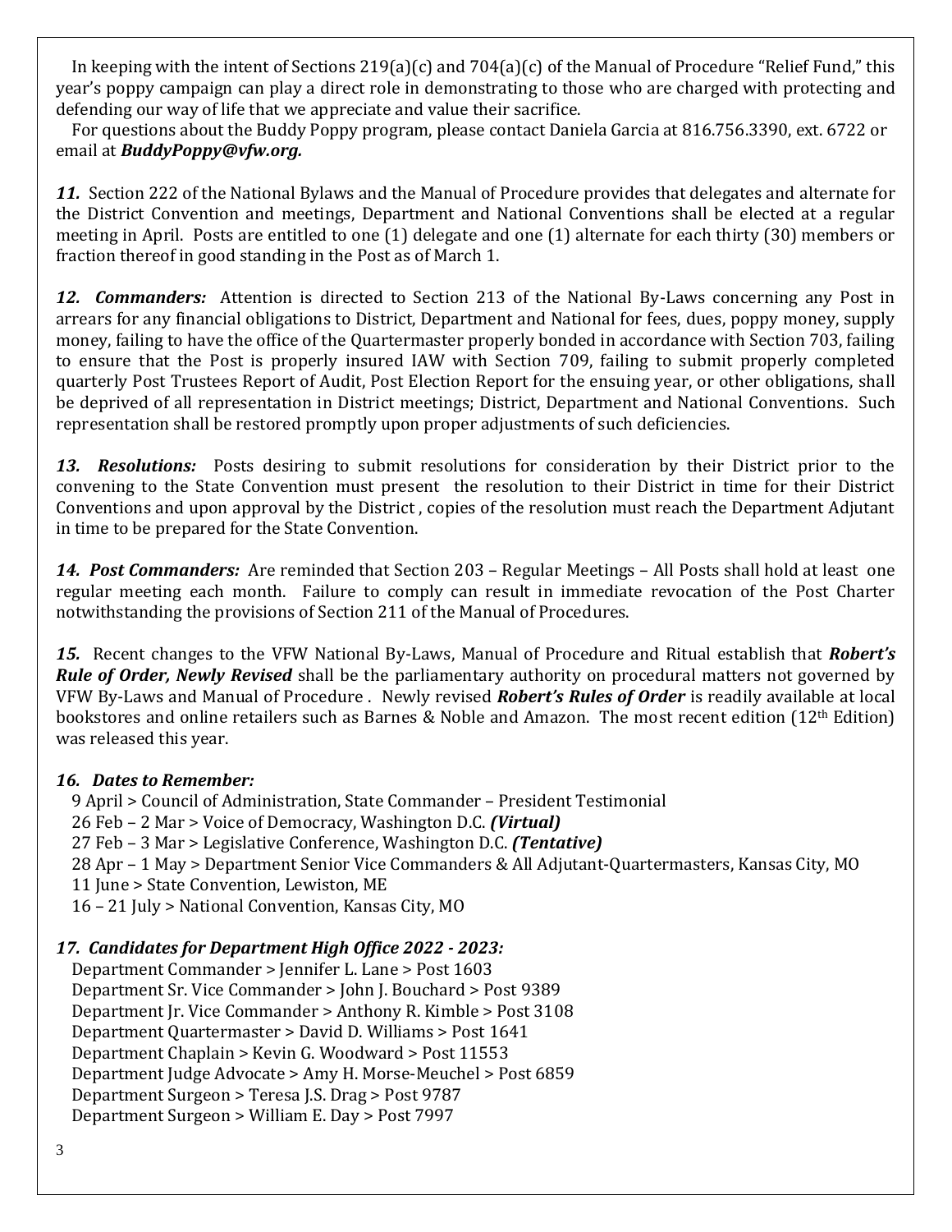In keeping with the intent of Sections 219(a)(c) and 704(a)(c) of the Manual of Procedure "Relief Fund," this year's poppy campaign can play a direct role in demonstrating to those who are charged with protecting and defending our way of life that we appreciate and value their sacrifice.

For questions about the Buddy Poppy program, please contact Daniela Garcia at 816.756.3390, ext. 6722 or email at ***BuddyPoppy@vfw.org.***

***11.*** Section 222 of the National Bylaws and the Manual of Procedure provides that delegates and alternate for the District Convention and meetings, Department and National Conventions shall be elected at a regular meeting in April. Posts are entitled to one (1) delegate and one (1) alternate for each thirty (30) members or fraction thereof in good standing in the Post as of March 1.

***12. Commanders:*** Attention is directed to Section 213 of the National By-Laws concerning any Post in arrears for any financial obligations to District, Department and National for fees, dues, poppy money, supply money, failing to have the office of the Quartermaster properly bonded in accordance with Section 703, failing to ensure that the Post is properly insured IAW with Section 709, failing to submit properly completed quarterly Post Trustees Report of Audit, Post Election Report for the ensuing year, or other obligations, shall be deprived of all representation in District meetings; District, Department and National Conventions. Such representation shall be restored promptly upon proper adjustments of such deficiencies.

***13. Resolutions:*** Posts desiring to submit resolutions for consideration by their District prior to the convening to the State Convention must present the resolution to their District in time for their District Conventions and upon approval by the District , copies of the resolution must reach the Department Adjutant in time to be prepared for the State Convention.

***14. Post Commanders:*** Are reminded that Section 203 – Regular Meetings – All Posts shall hold at least one regular meeting each month. Failure to comply can result in immediate revocation of the Post Charter notwithstanding the provisions of Section 211 of the Manual of Procedures.

***15.*** Recent changes to the VFW National By-Laws, Manual of Procedure and Ritual establish that ***Robert's Rule of Order, Newly Revised*** shall be the parliamentary authority on procedural matters not governed by VFW By-Laws and Manual of Procedure . Newly revised ***Robert's Rules of Order*** is readily available at local bookstores and online retailers such as Barnes & Noble and Amazon. The most recent edition (12th Edition) was released this year.

***16. Dates to Remember:***

9 April > Council of Administration, State Commander – President Testimonial
26 Feb – 2 Mar > Voice of Democracy, Washington D.C. ***(Virtual)***
27 Feb – 3 Mar > Legislative Conference, Washington D.C. ***(Tentative)***
28 Apr – 1 May > Department Senior Vice Commanders & All Adjutant-Quartermasters, Kansas City, MO
11 June > State Convention, Lewiston, ME
16 – 21 July > National Convention, Kansas City, MO

***17. Candidates for Department High Office 2022 - 2023:***

Department Commander > Jennifer L. Lane > Post 1603
Department Sr. Vice Commander > John J. Bouchard > Post 9389
Department Jr. Vice Commander > Anthony R. Kimble > Post 3108
Department Quartermaster > David D. Williams > Post 1641
Department Chaplain > Kevin G. Woodward > Post 11553
Department Judge Advocate > Amy H. Morse-Meuchel > Post 6859
Department Surgeon > Teresa J.S. Drag > Post 9787
Department Surgeon > William E. Day > Post 7997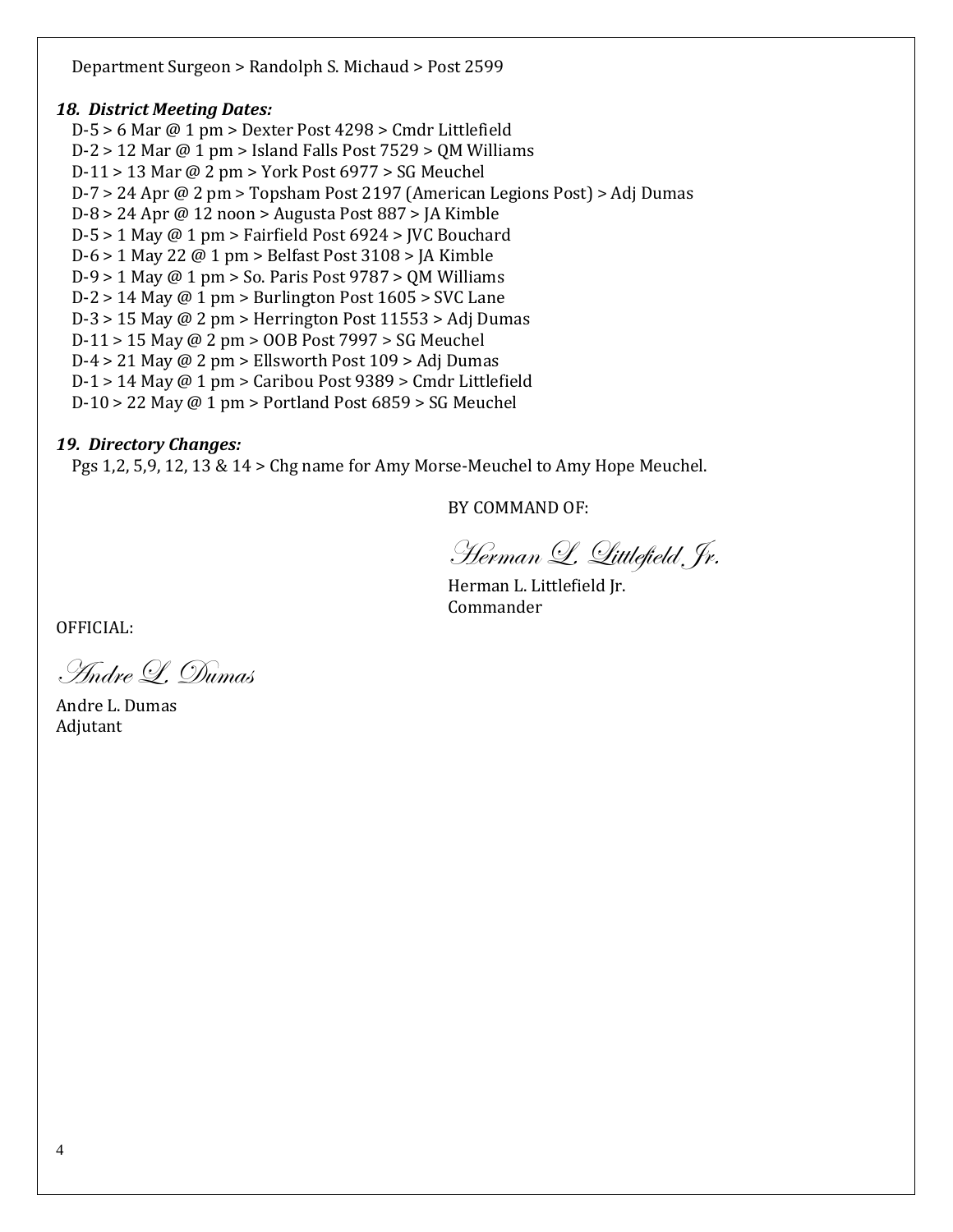Department Surgeon > Randolph S. Michaud > Post 2599

### *18. District Meeting Dates:*

D-5 > 6 Mar @ 1 pm > Dexter Post 4298 > Cmdr Littlefield
D-2 > 12 Mar @ 1 pm > Island Falls Post 7529 > QM Williams
D-11 > 13 Mar @ 2 pm > York Post 6977 > SG Meuchel
D-7 > 24 Apr @ 2 pm > Topsham Post 2197 (American Legions Post) > Adj Dumas
D-8 > 24 Apr @ 12 noon > Augusta Post 887 > JA Kimble
D-5 > 1 May @ 1 pm > Fairfield Post 6924 > JVC Bouchard
D-6 > 1 May 22 @ 1 pm > Belfast Post 3108 > JA Kimble
D-9 > 1 May @ 1 pm > So. Paris Post 9787 > QM Williams
D-2 > 14 May @ 1 pm > Burlington Post 1605 > SVC Lane
D-3 > 15 May @ 2 pm > Herrington Post 11553 > Adj Dumas
D-11 > 15 May @ 2 pm > OOB Post 7997 > SG Meuchel
D-4 > 21 May @ 2 pm > Ellsworth Post 109 > Adj Dumas
D-1 > 14 May @ 1 pm > Caribou Post 9389 > Cmdr Littlefield
D-10 > 22 May @ 1 pm > Portland Post 6859 > SG Meuchel

### *19. Directory Changes:*

Pgs 1,2, 5,9, 12, 13 & 14 > Chg name for Amy Morse-Meuchel to Amy Hope Meuchel.

BY COMMAND OF:

*Herman L. Littlefield Jr.*

Herman L. Littlefield Jr.
Commander

OFFICIAL:

*Andre L. Dumas*

Andre L. Dumas
Adjutant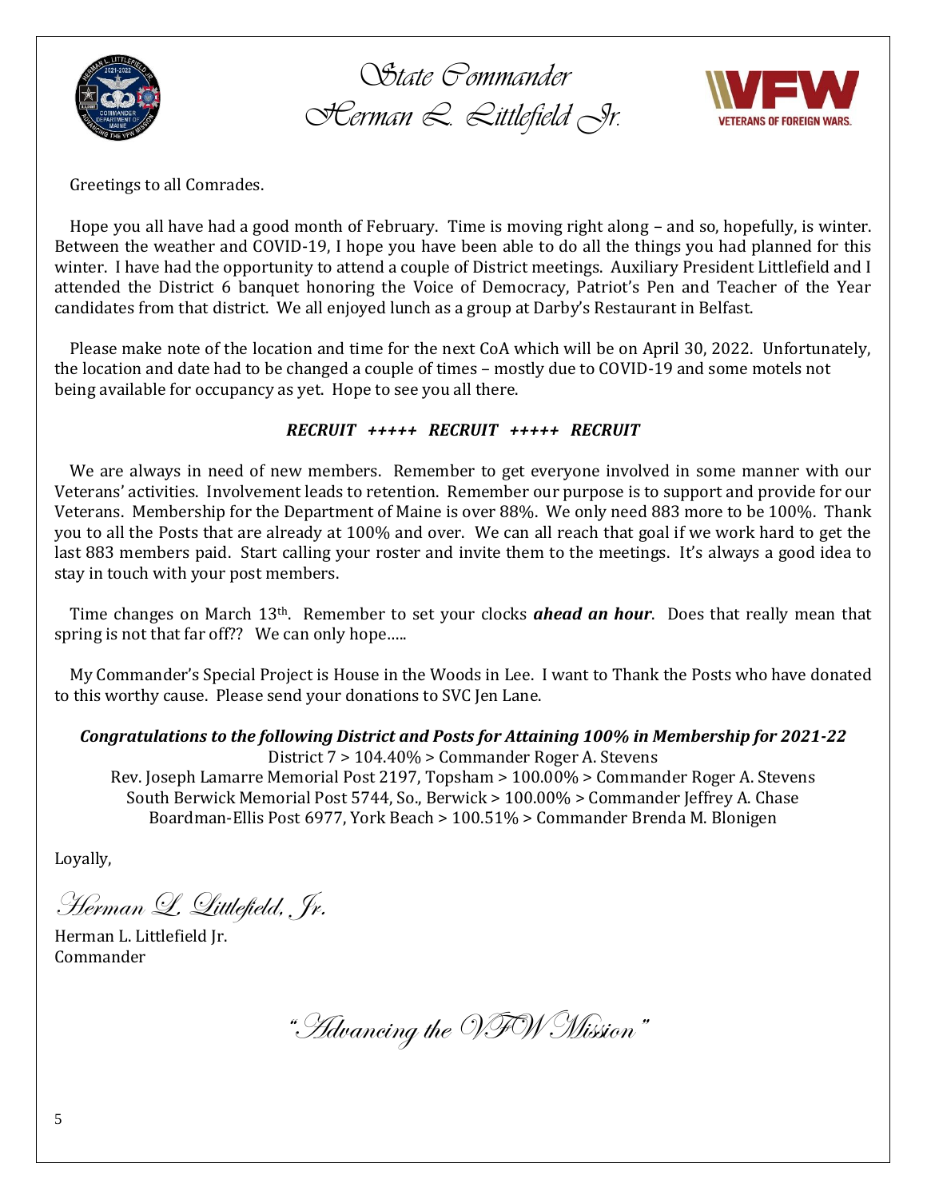# State Commander
# Herman L. Littlefield Jr.

Greetings to all Comrades.

Hope you all have had a good month of February. Time is moving right along – and so, hopefully, is winter. Between the weather and COVID-19, I hope you have been able to do all the things you had planned for this winter. I have had the opportunity to attend a couple of District meetings. Auxiliary President Littlefield and I attended the District 6 banquet honoring the Voice of Democracy, Patriot's Pen and Teacher of the Year candidates from that district. We all enjoyed lunch as a group at Darby's Restaurant in Belfast.

Please make note of the location and time for the next CoA which will be on April 30, 2022. Unfortunately, the location and date had to be changed a couple of times – mostly due to COVID-19 and some motels not being available for occupancy as yet. Hope to see you all there.

***RECRUIT +++++ RECRUIT +++++ RECRUIT***

We are always in need of new members. Remember to get everyone involved in some manner with our Veterans' activities. Involvement leads to retention. Remember our purpose is to support and provide for our Veterans. Membership for the Department of Maine is over 88%. We only need 883 more to be 100%. Thank you to all the Posts that are already at 100% and over. We can all reach that goal if we work hard to get the last 883 members paid. Start calling your roster and invite them to the meetings. It's always a good idea to stay in touch with your post members.

Time changes on March 13th. Remember to set your clocks ***ahead an hour***. Does that really mean that spring is not that far off?? We can only hope…..

My Commander's Special Project is House in the Woods in Lee. I want to Thank the Posts who have donated to this worthy cause. Please send your donations to SVC Jen Lane.

***Congratulations to the following District and Posts for Attaining 100% in Membership for 2021-22***

District 7 > 104.40% > Commander Roger A. Stevens
Rev. Joseph Lamarre Memorial Post 2197, Topsham > 100.00% > Commander Roger A. Stevens
South Berwick Memorial Post 5744, So., Berwick > 100.00% > Commander Jeffrey A. Chase
Boardman-Ellis Post 6977, York Beach > 100.51% > Commander Brenda M. Blonigen

Loyally,

*Herman L. Littlefield, Jr.*

Herman L. Littlefield Jr.
Commander

*"Advancing the VFW Mission"*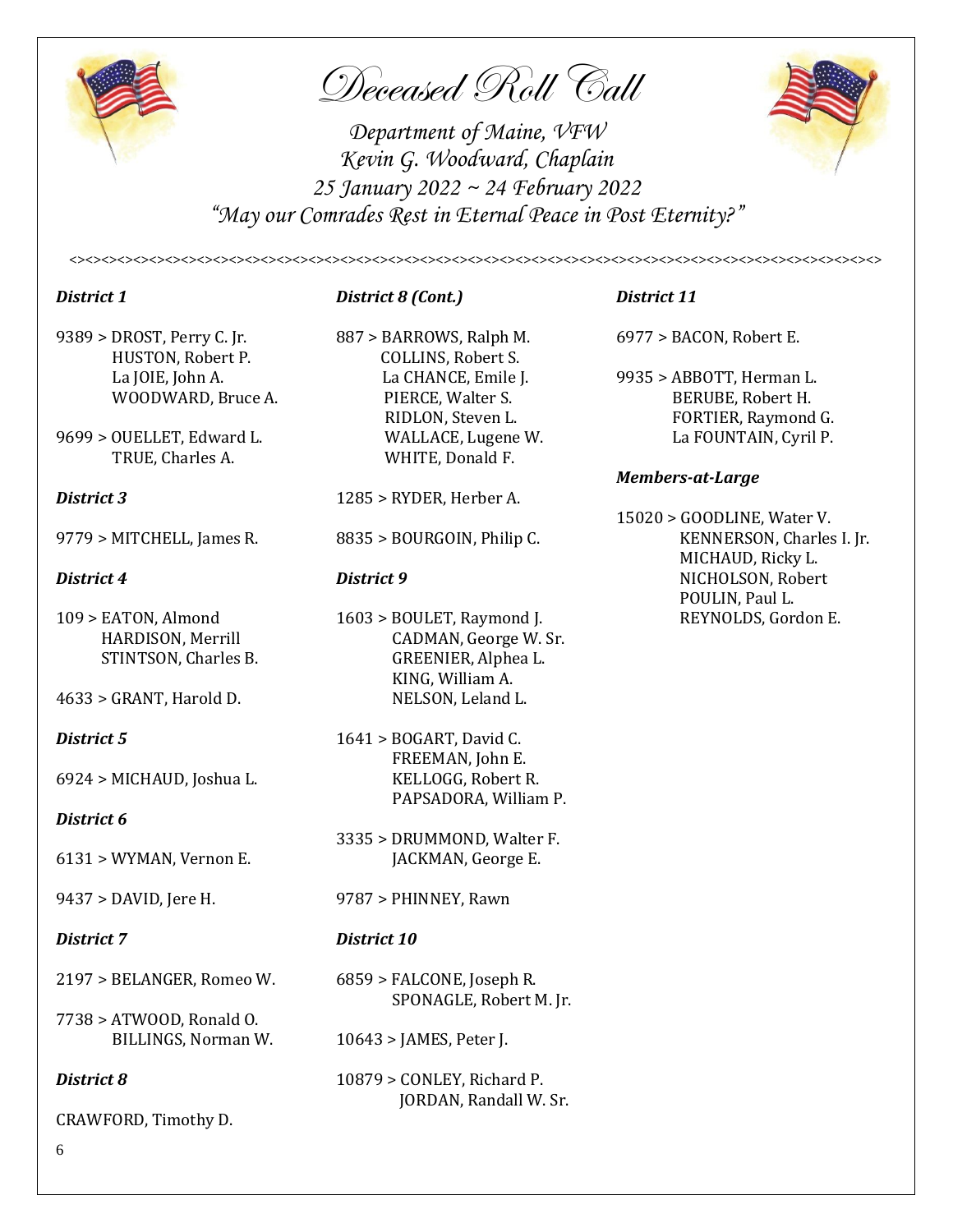# *Deceased Roll Call*

*Department of Maine, VFW*
*Kevin G. Woodward, Chaplain*
*25 January 2022 ~ 24 February 2022*
*"May our Comrades Rest in Eternal Peace in Post Eternity?"*

<><><><><><><><><><><><><><><><><><><><><><><><><><><><><><><><><><><><><><><><><><><><><>

***District 1***

9389 > DROST, Perry C. Jr.
HUSTON, Robert P.
La JOIE, John A.
WOODWARD, Bruce A.

9699 > OUELLET, Edward L.
TRUE, Charles A.

***District 3***

9779 > MITCHELL, James R.

***District 4***

109 > EATON, Almond
HARDISON, Merrill
STINTSON, Charles B.

4633 > GRANT, Harold D.

***District 5***

6924 > MICHAUD, Joshua L.

***District 6***

6131 > WYMAN, Vernon E.

9437 > DAVID, Jere H.

***District 7***

2197 > BELANGER, Romeo W.

7738 > ATWOOD, Ronald O.
BILLINGS, Norman W.

***District 8***

CRAWFORD, Timothy D.

***District 8 (Cont.)***

887 > BARROWS, Ralph M.
COLLINS, Robert S.
La CHANCE, Emile J.
PIERCE, Walter S.
RIDLON, Steven L.
WALLACE, Lugene W.
WHITE, Donald F.

1285 > RYDER, Herber A.

8835 > BOURGOIN, Philip C.

***District 9***

1603 > BOULET, Raymond J.
CADMAN, George W. Sr.
GREENIER, Alphea L.
KING, William A.
NELSON, Leland L.

1641 > BOGART, David C.
FREEMAN, John E.
KELLOGG, Robert R.
PAPSADORA, William P.

3335 > DRUMMOND, Walter F.
JACKMAN, George E.

9787 > PHINNEY, Rawn

***District 10***

6859 > FALCONE, Joseph R.
SPONAGLE, Robert M. Jr.

10643 > JAMES, Peter J.

10879 > CONLEY, Richard P.
JORDAN, Randall W. Sr.

***District 11***

6977 > BACON, Robert E.

9935 > ABBOTT, Herman L.
BERUBE, Robert H.
FORTIER, Raymond G.
La FOUNTAIN, Cyril P.

***Members-at-Large***

15020 > GOODLINE, Water V.
KENNERSON, Charles I. Jr.
MICHAUD, Ricky L.
NICHOLSON, Robert
POULIN, Paul L.
REYNOLDS, Gordon E.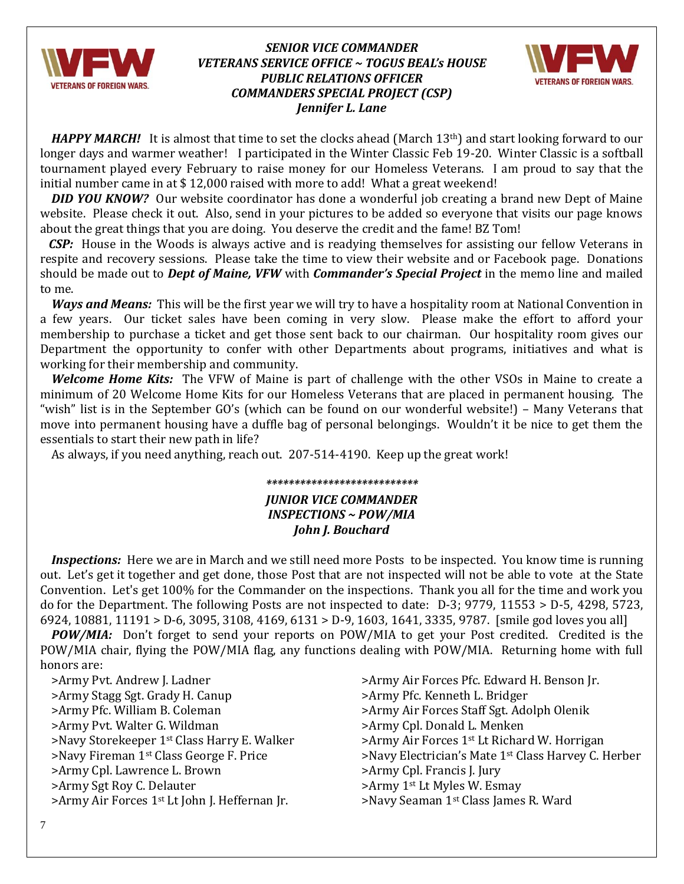### *SENIOR VICE COMMANDER*
### *VETERANS SERVICE OFFICE ~ TOGUS BEAL's HOUSE*
### *PUBLIC RELATIONS OFFICER*
### *COMMANDERS SPECIAL PROJECT (CSP)*
### *Jennifer L. Lane*

***HAPPY MARCH!*** It is almost that time to set the clocks ahead (March 13th) and start looking forward to our longer days and warmer weather! I participated in the Winter Classic Feb 19-20. Winter Classic is a softball tournament played every February to raise money for our Homeless Veterans. I am proud to say that the initial number came in at $ 12,000 raised with more to add! What a great weekend!

***DID YOU KNOW?*** Our website coordinator has done a wonderful job creating a brand new Dept of Maine website. Please check it out. Also, send in your pictures to be added so everyone that visits our page knows about the great things that you are doing. You deserve the credit and the fame! BZ Tom!

***CSP:*** House in the Woods is always active and is readying themselves for assisting our fellow Veterans in respite and recovery sessions. Please take the time to view their website and or Facebook page. Donations should be made out to ***Dept of Maine, VFW*** with ***Commander's Special Project*** in the memo line and mailed to me.

***Ways and Means:*** This will be the first year we will try to have a hospitality room at National Convention in a few years. Our ticket sales have been coming in very slow. Please make the effort to afford your membership to purchase a ticket and get those sent back to our chairman. Our hospitality room gives our Department the opportunity to confer with other Departments about programs, initiatives and what is working for their membership and community.

***Welcome Home Kits:*** The VFW of Maine is part of challenge with the other VSOs in Maine to create a minimum of 20 Welcome Home Kits for our Homeless Veterans that are placed in permanent housing. The "wish" list is in the September GO's (which can be found on our wonderful website!) – Many Veterans that move into permanent housing have a duffle bag of personal belongings. Wouldn't it be nice to get them the essentials to start their new path in life?

As always, if you need anything, reach out. 207-514-4190. Keep up the great work!

***************************

### *JUNIOR VICE COMMANDER*
### *INSPECTIONS ~ POW/MIA*
### *John J. Bouchard*

***Inspections:*** Here we are in March and we still need more Posts to be inspected. You know time is running out. Let's get it together and get done, those Post that are not inspected will not be able to vote at the State Convention. Let's get 100% for the Commander on the inspections. Thank you all for the time and work you do for the Department. The following Posts are not inspected to date: D-3; 9779, 11553 > D-5, 4298, 5723, 6924, 10881, 11191 > D-6, 3095, 3108, 4169, 6131 > D-9, 1603, 1641, 3335, 9787. [smile god loves you all]

***POW/MIA:*** Don't forget to send your reports on POW/MIA to get your Post credited. Credited is the POW/MIA chair, flying the POW/MIA flag, any functions dealing with POW/MIA. Returning home with full honors are:

>Army Pvt. Andrew J. Ladner
>Army Stagg Sgt. Grady H. Canup
>Army Pfc. William B. Coleman
>Army Pvt. Walter G. Wildman
>Navy Storekeeper 1st Class Harry E. Walker
>Navy Fireman 1st Class George F. Price
>Army Cpl. Lawrence L. Brown
>Army Sgt Roy C. Delauter
>Army Air Forces 1st Lt John J. Heffernan Jr.
>Army Air Forces Pfc. Edward H. Benson Jr.
>Army Pfc. Kenneth L. Bridger
>Army Air Forces Staff Sgt. Adolph Olenik
>Army Cpl. Donald L. Menken
>Army Air Forces 1st Lt Richard W. Horrigan
>Navy Electrician's Mate 1st Class Harvey C. Herber
>Army Cpl. Francis J. Jury
>Army 1st Lt Myles W. Esmay
>Navy Seaman 1st Class James R. Ward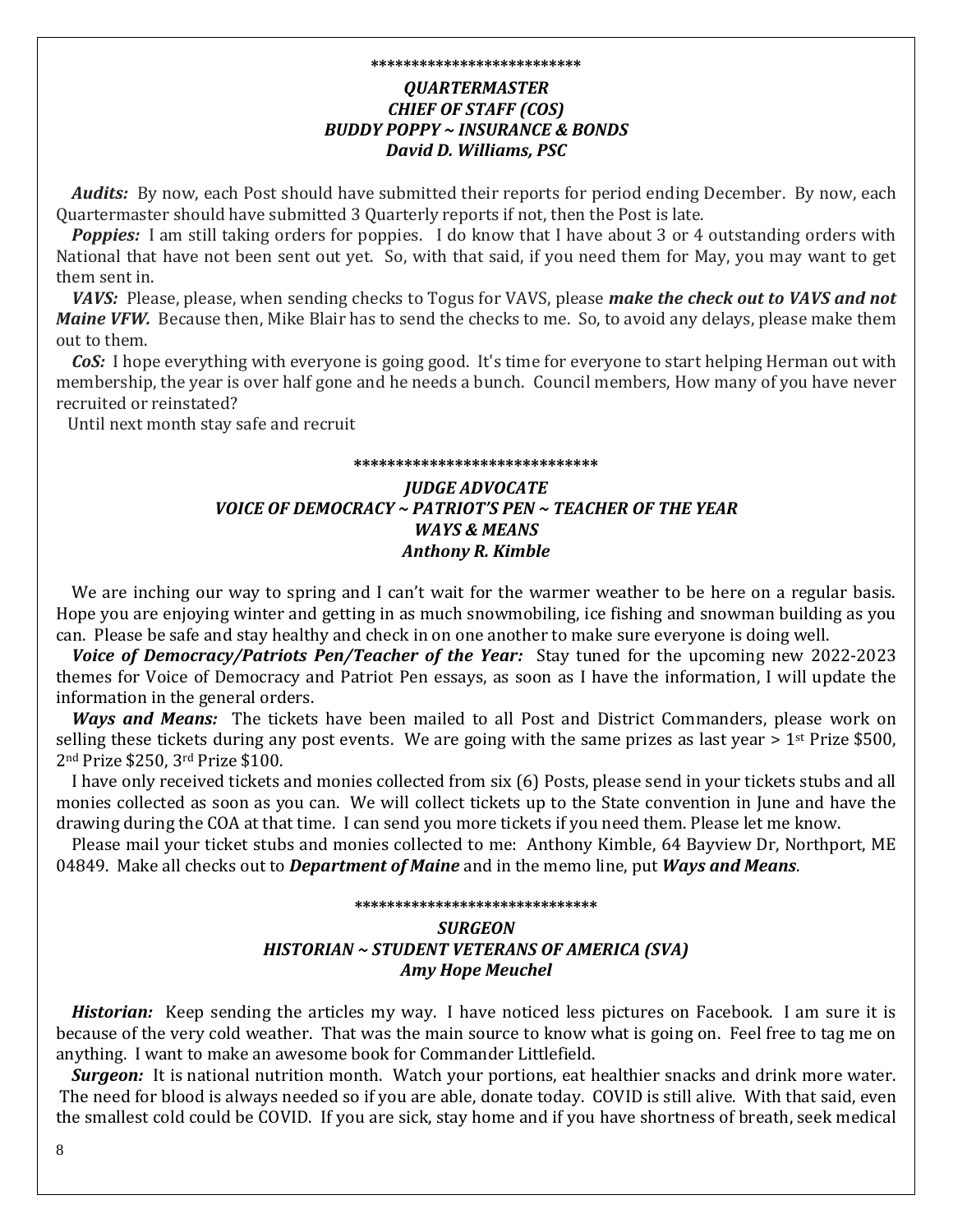\*\*\*\*\*\*\*\*\*\*\*\*\*\*\*\*\*\*\*\*\*\*\*\*\*\*

***QUARTERMASTER***
***CHIEF OF STAFF (COS)***
***BUDDY POPPY ~ INSURANCE & BONDS***
***David D. Williams, PSC***

***Audits:*** By now, each Post should have submitted their reports for period ending December. By now, each Quartermaster should have submitted 3 Quarterly reports if not, then the Post is late.

***Poppies:*** I am still taking orders for poppies. I do know that I have about 3 or 4 outstanding orders with National that have not been sent out yet. So, with that said, if you need them for May, you may want to get them sent in.

***VAVS:*** Please, please, when sending checks to Togus for VAVS, please ***make the check out to VAVS and not Maine VFW.*** Because then, Mike Blair has to send the checks to me. So, to avoid any delays, please make them out to them.

***CoS:*** I hope everything with everyone is going good. It's time for everyone to start helping Herman out with membership, the year is over half gone and he needs a bunch. Council members, How many of you have never recruited or reinstated?

Until next month stay safe and recruit

\*\*\*\*\*\*\*\*\*\*\*\*\*\*\*\*\*\*\*\*\*\*\*\*\*\*\*\*\*\*

***JUDGE ADVOCATE***
***VOICE OF DEMOCRACY ~ PATRIOT'S PEN ~ TEACHER OF THE YEAR***
***WAYS & MEANS***
***Anthony R. Kimble***

We are inching our way to spring and I can't wait for the warmer weather to be here on a regular basis. Hope you are enjoying winter and getting in as much snowmobiling, ice fishing and snowman building as you can. Please be safe and stay healthy and check in on one another to make sure everyone is doing well.

***Voice of Democracy/Patriots Pen/Teacher of the Year:*** Stay tuned for the upcoming new 2022-2023 themes for Voice of Democracy and Patriot Pen essays, as soon as I have the information, I will update the information in the general orders.

***Ways and Means:*** The tickets have been mailed to all Post and District Commanders, please work on selling these tickets during any post events. We are going with the same prizes as last year > 1st Prize $500, 2nd Prize $250, 3rd Prize $100.

I have only received tickets and monies collected from six (6) Posts, please send in your tickets stubs and all monies collected as soon as you can. We will collect tickets up to the State convention in June and have the drawing during the COA at that time. I can send you more tickets if you need them. Please let me know.

Please mail your ticket stubs and monies collected to me: Anthony Kimble, 64 Bayview Dr, Northport, ME 04849. Make all checks out to ***Department of Maine*** and in the memo line, put ***Ways and Means***.

\*\*\*\*\*\*\*\*\*\*\*\*\*\*\*\*\*\*\*\*\*\*\*\*\*\*\*\*\*\*\*

***SURGEON***
***HISTORIAN ~ STUDENT VETERANS OF AMERICA (SVA)***
***Amy Hope Meuchel***

***Historian:*** Keep sending the articles my way. I have noticed less pictures on Facebook. I am sure it is because of the very cold weather. That was the main source to know what is going on. Feel free to tag me on anything. I want to make an awesome book for Commander Littlefield.

***Surgeon:*** It is national nutrition month. Watch your portions, eat healthier snacks and drink more water. The need for blood is always needed so if you are able, donate today. COVID is still alive. With that said, even the smallest cold could be COVID. If you are sick, stay home and if you have shortness of breath, seek medical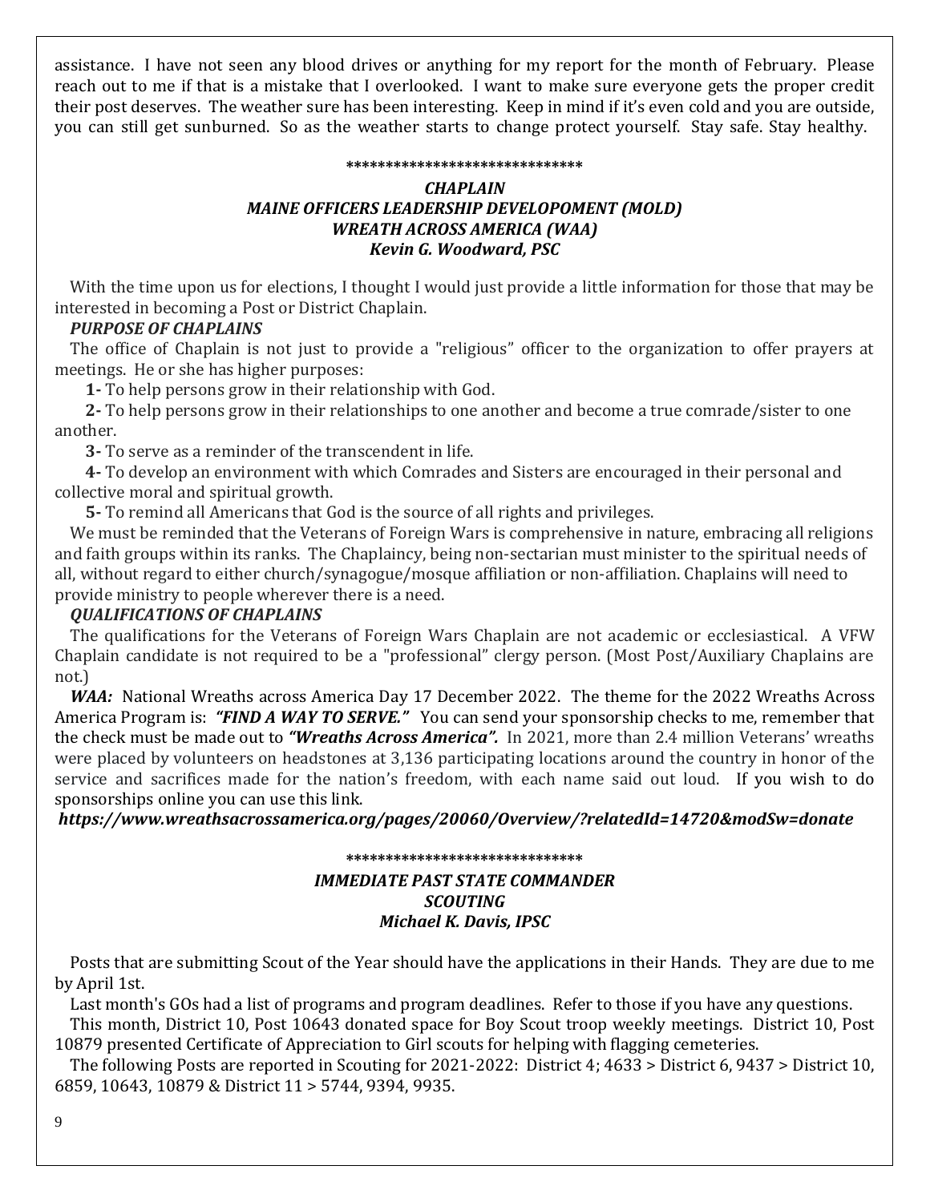assistance. I have not seen any blood drives or anything for my report for the month of February. Please reach out to me if that is a mistake that I overlooked. I want to make sure everyone gets the proper credit their post deserves. The weather sure has been interesting. Keep in mind if it's even cold and you are outside, you can still get sunburned. So as the weather starts to change protect yourself. Stay safe. Stay healthy.

******************************

***CHAPLAIN***
***MAINE OFFICERS LEADERSHIP DEVELOPOMENT (MOLD)***
***WREATH ACROSS AMERICA (WAA)***
***Kevin G. Woodward, PSC***

With the time upon us for elections, I thought I would just provide a little information for those that may be interested in becoming a Post or District Chaplain.

***PURPOSE OF CHAPLAINS***

The office of Chaplain is not just to provide a "religious" officer to the organization to offer prayers at meetings. He or she has higher purposes:

**1-** To help persons grow in their relationship with God.

**2-** To help persons grow in their relationships to one another and become a true comrade/sister to one another.

**3-** To serve as a reminder of the transcendent in life.

**4-** To develop an environment with which Comrades and Sisters are encouraged in their personal and collective moral and spiritual growth.

**5-** To remind all Americans that God is the source of all rights and privileges.

We must be reminded that the Veterans of Foreign Wars is comprehensive in nature, embracing all religions and faith groups within its ranks. The Chaplaincy, being non-sectarian must minister to the spiritual needs of all, without regard to either church/synagogue/mosque affiliation or non-affiliation. Chaplains will need to provide ministry to people wherever there is a need.

***QUALIFICATIONS OF CHAPLAINS***

The qualifications for the Veterans of Foreign Wars Chaplain are not academic or ecclesiastical. A VFW Chaplain candidate is not required to be a "professional" clergy person. (Most Post/Auxiliary Chaplains are not.)

***WAA:*** National Wreaths across America Day 17 December 2022. The theme for the 2022 Wreaths Across America Program is: ***"FIND A WAY TO SERVE."*** You can send your sponsorship checks to me, remember that the check must be made out to ***"Wreaths Across America".*** In 2021, more than 2.4 million Veterans' wreaths were placed by volunteers on headstones at 3,136 participating locations around the country in honor of the service and sacrifices made for the nation's freedom, with each name said out loud. If you wish to do sponsorships online you can use this link.

***https://www.wreathsacrossamerica.org/pages/20060/Overview/?relatedId=14720&modSw=donate***

******************************

***IMMEDIATE PAST STATE COMMANDER***
***SCOUTING***
***Michael K. Davis, IPSC***

Posts that are submitting Scout of the Year should have the applications in their Hands. They are due to me by April 1st.

Last month's GOs had a list of programs and program deadlines. Refer to those if you have any questions.

This month, District 10, Post 10643 donated space for Boy Scout troop weekly meetings. District 10, Post 10879 presented Certificate of Appreciation to Girl scouts for helping with flagging cemeteries.

The following Posts are reported in Scouting for 2021-2022: District 4; 4633 > District 6, 9437 > District 10, 6859, 10643, 10879 & District 11 > 5744, 9394, 9935.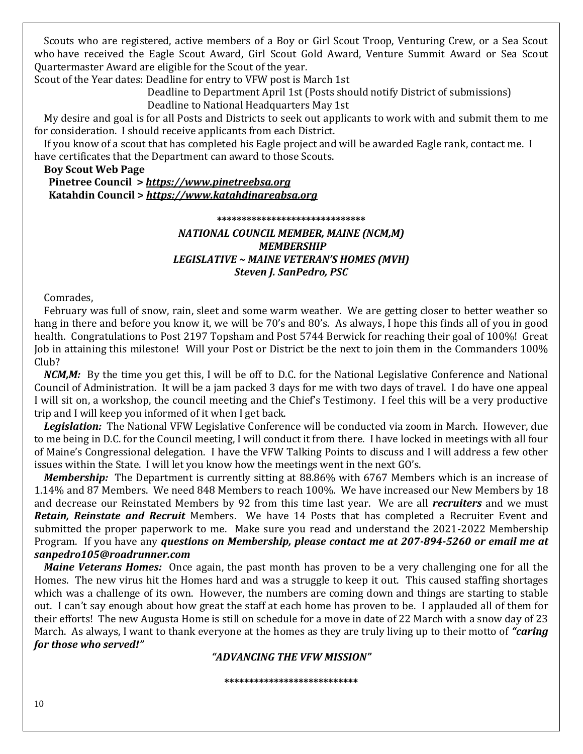Scouts who are registered, active members of a Boy or Girl Scout Troop, Venturing Crew, or a Sea Scout who have received the Eagle Scout Award, Girl Scout Gold Award, Venture Summit Award or Sea Scout Quartermaster Award are eligible for the Scout of the year.

Scout of the Year dates: Deadline for entry to VFW post is March 1st

Deadline to Department April 1st (Posts should notify District of submissions)

Deadline to National Headquarters May 1st

My desire and goal is for all Posts and Districts to seek out applicants to work with and submit them to me for consideration. I should receive applicants from each District.

If you know of a scout that has completed his Eagle project and will be awarded Eagle rank, contact me. I have certificates that the Department can award to those Scouts.

**Boy Scout Web Page**

**Pinetree Council > *https://www.pinetreebsa.org***

**Katahdin Council > *https://www.katahdinareabsa.org***

******************************

***NATIONAL COUNCIL MEMBER, MAINE (NCM,M)***
***MEMBERSHIP***
***LEGISLATIVE ~ MAINE VETERAN'S HOMES (MVH)***
***Steven J. SanPedro, PSC***

Comrades,

February was full of snow, rain, sleet and some warm weather. We are getting closer to better weather so hang in there and before you know it, we will be 70's and 80's. As always, I hope this finds all of you in good health. Congratulations to Post 2197 Topsham and Post 5744 Berwick for reaching their goal of 100%! Great Job in attaining this milestone! Will your Post or District be the next to join them in the Commanders 100% Club?

***NCM,M:*** By the time you get this, I will be off to D.C. for the National Legislative Conference and National Council of Administration. It will be a jam packed 3 days for me with two days of travel. I do have one appeal I will sit on, a workshop, the council meeting and the Chief's Testimony. I feel this will be a very productive trip and I will keep you informed of it when I get back.

***Legislation:*** The National VFW Legislative Conference will be conducted via zoom in March. However, due to me being in D.C. for the Council meeting, I will conduct it from there. I have locked in meetings with all four of Maine's Congressional delegation. I have the VFW Talking Points to discuss and I will address a few other issues within the State. I will let you know how the meetings went in the next GO's.

***Membership:*** The Department is currently sitting at 88.86% with 6767 Members which is an increase of 1.14% and 87 Members. We need 848 Members to reach 100%. We have increased our New Members by 18 and decrease our Reinstated Members by 92 from this time last year. We are all ***recruiters*** and we must ***Retain, Reinstate and Recruit*** Members. We have 14 Posts that has completed a Recruiter Event and submitted the proper paperwork to me. Make sure you read and understand the 2021-2022 Membership Program. If you have any ***questions on Membership, please contact me at 207-894-5260 or email me at sanpedro105@roadrunner.com***

***Maine Veterans Homes:*** Once again, the past month has proven to be a very challenging one for all the Homes. The new virus hit the Homes hard and was a struggle to keep it out. This caused staffing shortages which was a challenge of its own. However, the numbers are coming down and things are starting to stable out. I can't say enough about how great the staff at each home has proven to be. I applauded all of them for their efforts! The new Augusta Home is still on schedule for a move in date of 22 March with a snow day of 23 March. As always, I want to thank everyone at the homes as they are truly living up to their motto of ***"caring for those who served!"***

***"ADVANCING THE VFW MISSION"***

**************************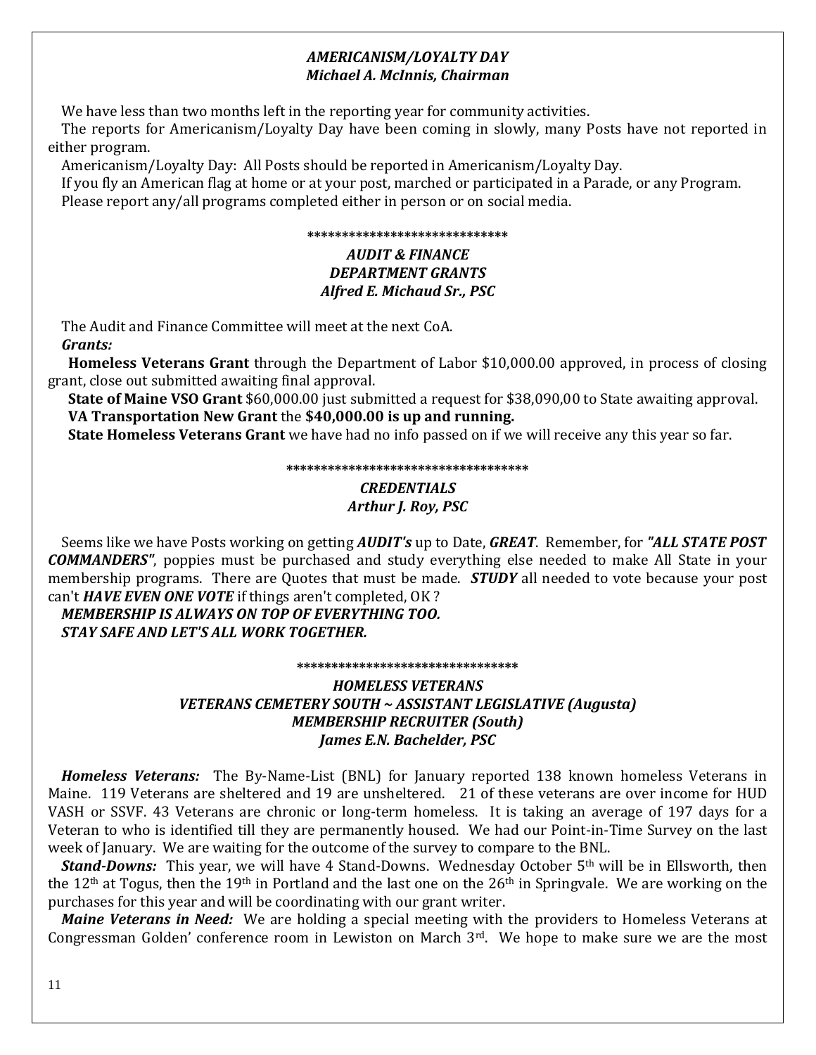***AMERICANISM/LOYALTY DAY***
***Michael A. McInnis, Chairman***

We have less than two months left in the reporting year for community activities.

The reports for Americanism/Loyalty Day have been coming in slowly, many Posts have not reported in either program.

Americanism/Loyalty Day: All Posts should be reported in Americanism/Loyalty Day.

If you fly an American flag at home or at your post, marched or participated in a Parade, or any Program.

Please report any/all programs completed either in person or on social media.

*****************************

***AUDIT & FINANCE***
***DEPARTMENT GRANTS***
***Alfred E. Michaud Sr., PSC***

The Audit and Finance Committee will meet at the next CoA.

***Grants:***

**Homeless Veterans Grant** through the Department of Labor $10,000.00 approved, in process of closing grant, close out submitted awaiting final approval.

**State of Maine VSO Grant** $60,000.00 just submitted a request for $38,090,00 to State awaiting approval.

**VA Transportation New Grant** the **$40,000.00 is up and running.**

**State Homeless Veterans Grant** we have had no info passed on if we will receive any this year so far.

************************************

***CREDENTIALS***
***Arthur J. Roy, PSC***

Seems like we have Posts working on getting ***AUDIT's*** up to Date, ***GREAT***. Remember, for ***"ALL STATE POST COMMANDERS"***, poppies must be purchased and study everything else needed to make All State in your membership programs. There are Quotes that must be made. ***STUDY*** all needed to vote because your post can't ***HAVE EVEN ONE VOTE*** if things aren't completed, OK ?

***MEMBERSHIP IS ALWAYS ON TOP OF EVERYTHING TOO.***
***STAY SAFE AND LET'S ALL WORK TOGETHER.***

********************************

***HOMELESS VETERANS***
***VETERANS CEMETERY SOUTH ~ ASSISTANT LEGISLATIVE (Augusta)***
***MEMBERSHIP RECRUITER (South)***
***James E.N. Bachelder, PSC***

***Homeless Veterans:*** The By-Name-List (BNL) for January reported 138 known homeless Veterans in Maine. 119 Veterans are sheltered and 19 are unsheltered. 21 of these veterans are over income for HUD VASH or SSVF. 43 Veterans are chronic or long-term homeless. It is taking an average of 197 days for a Veteran to who is identified till they are permanently housed. We had our Point-in-Time Survey on the last week of January. We are waiting for the outcome of the survey to compare to the BNL.

***Stand-Downs:*** This year, we will have 4 Stand-Downs. Wednesday October 5th will be in Ellsworth, then the 12th at Togus, then the 19th in Portland and the last one on the 26th in Springvale. We are working on the purchases for this year and will be coordinating with our grant writer.

***Maine Veterans in Need:*** We are holding a special meeting with the providers to Homeless Veterans at Congressman Golden' conference room in Lewiston on March 3rd. We hope to make sure we are the most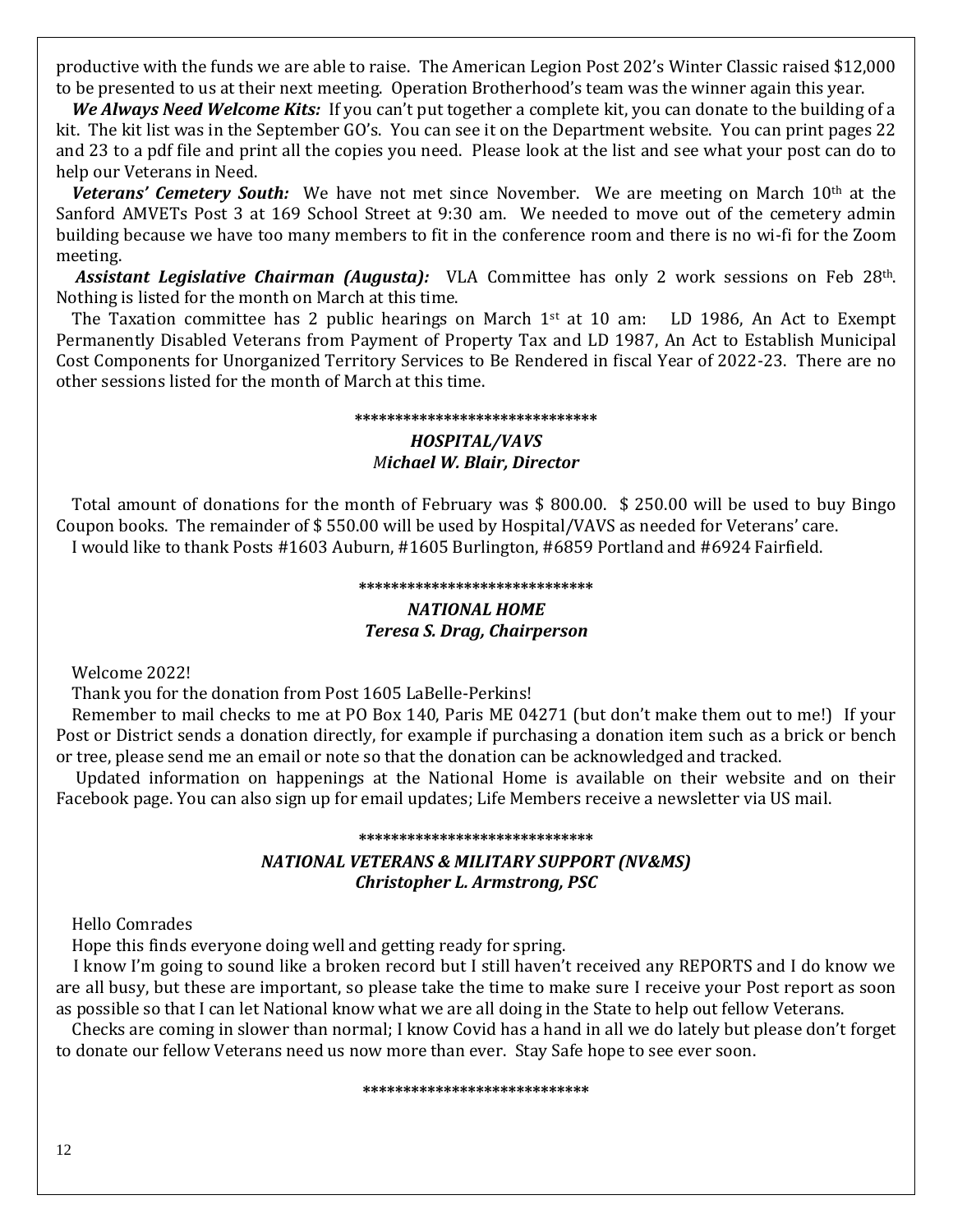productive with the funds we are able to raise. The American Legion Post 202's Winter Classic raised $12,000 to be presented to us at their next meeting. Operation Brotherhood's team was the winner again this year.

***We Always Need Welcome Kits:*** If you can't put together a complete kit, you can donate to the building of a kit. The kit list was in the September GO's. You can see it on the Department website. You can print pages 22 and 23 to a pdf file and print all the copies you need. Please look at the list and see what your post can do to help our Veterans in Need.

***Veterans' Cemetery South:*** We have not met since November. We are meeting on March 10th at the Sanford AMVETs Post 3 at 169 School Street at 9:30 am. We needed to move out of the cemetery admin building because we have too many members to fit in the conference room and there is no wi-fi for the Zoom meeting.

***Assistant Legislative Chairman (Augusta):*** VLA Committee has only 2 work sessions on Feb 28th. Nothing is listed for the month on March at this time.

The Taxation committee has 2 public hearings on March 1st at 10 am: LD 1986, An Act to Exempt Permanently Disabled Veterans from Payment of Property Tax and LD 1987, An Act to Establish Municipal Cost Components for Unorganized Territory Services to Be Rendered in fiscal Year of 2022-23. There are no other sessions listed for the month of March at this time.

*****************************

### *HOSPITAL/VAVS*
### *Michael W. Blair, Director*

Total amount of donations for the month of February was $ 800.00. $ 250.00 will be used to buy Bingo Coupon books. The remainder of $ 550.00 will be used by Hospital/VAVS as needed for Veterans' care.

I would like to thank Posts #1603 Auburn, #1605 Burlington, #6859 Portland and #6924 Fairfield.

*****************************

### *NATIONAL HOME*
### *Teresa S. Drag, Chairperson*

Welcome 2022!

Thank you for the donation from Post 1605 LaBelle-Perkins!

Remember to mail checks to me at PO Box 140, Paris ME 04271 (but don't make them out to me!) If your Post or District sends a donation directly, for example if purchasing a donation item such as a brick or bench or tree, please send me an email or note so that the donation can be acknowledged and tracked.

Updated information on happenings at the National Home is available on their website and on their Facebook page. You can also sign up for email updates; Life Members receive a newsletter via US mail.

*****************************

### *NATIONAL VETERANS & MILITARY SUPPORT (NV&MS)*
### *Christopher L. Armstrong, PSC*

Hello Comrades

Hope this finds everyone doing well and getting ready for spring.

I know I'm going to sound like a broken record but I still haven't received any REPORTS and I do know we are all busy, but these are important, so please take the time to make sure I receive your Post report as soon as possible so that I can let National know what we are all doing in the State to help out fellow Veterans.

Checks are coming in slower than normal; I know Covid has a hand in all we do lately but please don't forget to donate our fellow Veterans need us now more than ever. Stay Safe hope to see ever soon.

****************************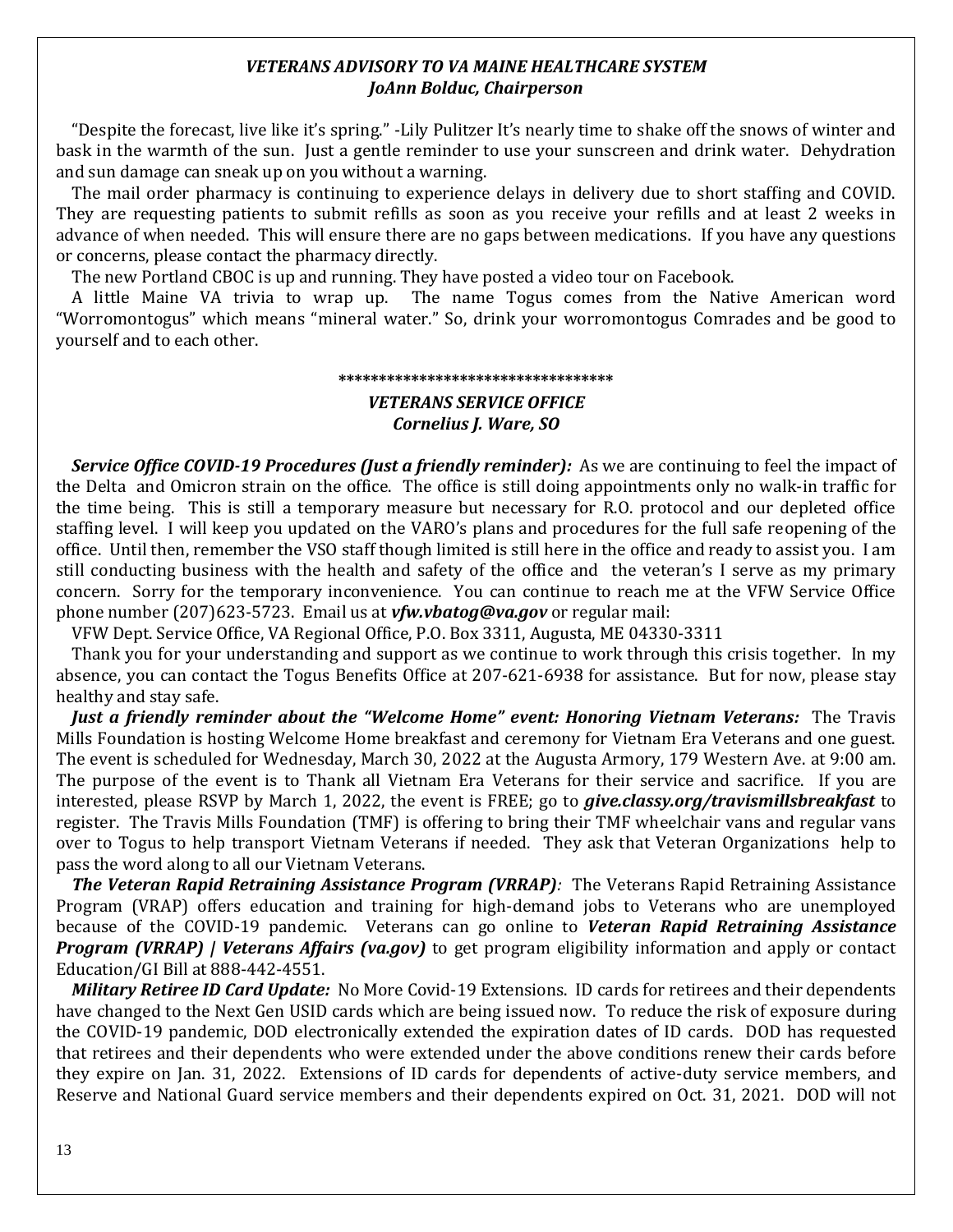### *VETERANS ADVISORY TO VA MAINE HEALTHCARE SYSTEM*
### *JoAnn Bolduc, Chairperson*

"Despite the forecast, live like it's spring." -Lily Pulitzer It's nearly time to shake off the snows of winter and bask in the warmth of the sun. Just a gentle reminder to use your sunscreen and drink water. Dehydration and sun damage can sneak up on you without a warning.

The mail order pharmacy is continuing to experience delays in delivery due to short staffing and COVID. They are requesting patients to submit refills as soon as you receive your refills and at least 2 weeks in advance of when needed. This will ensure there are no gaps between medications. If you have any questions or concerns, please contact the pharmacy directly.

The new Portland CBOC is up and running. They have posted a video tour on Facebook.

A little Maine VA trivia to wrap up. The name Togus comes from the Native American word "Worromontogus" which means "mineral water." So, drink your worromontogus Comrades and be good to yourself and to each other.

**********************************

### *VETERANS SERVICE OFFICE*
### *Cornelius J. Ware, SO*

***Service Office COVID-19 Procedures (Just a friendly reminder):*** As we are continuing to feel the impact of the Delta and Omicron strain on the office. The office is still doing appointments only no walk-in traffic for the time being. This is still a temporary measure but necessary for R.O. protocol and our depleted office staffing level. I will keep you updated on the VARO's plans and procedures for the full safe reopening of the office. Until then, remember the VSO staff though limited is still here in the office and ready to assist you. I am still conducting business with the health and safety of the office and the veteran's I serve as my primary concern. Sorry for the temporary inconvenience. You can continue to reach me at the VFW Service Office phone number (207)623-5723. Email us at ***vfw.vbatog@va.gov*** or regular mail:

VFW Dept. Service Office, VA Regional Office, P.O. Box 3311, Augusta, ME 04330-3311

Thank you for your understanding and support as we continue to work through this crisis together. In my absence, you can contact the Togus Benefits Office at 207-621-6938 for assistance. But for now, please stay healthy and stay safe.

***Just a friendly reminder about the "Welcome Home" event: Honoring Vietnam Veterans:*** The Travis Mills Foundation is hosting Welcome Home breakfast and ceremony for Vietnam Era Veterans and one guest. The event is scheduled for Wednesday, March 30, 2022 at the Augusta Armory, 179 Western Ave. at 9:00 am. The purpose of the event is to Thank all Vietnam Era Veterans for their service and sacrifice. If you are interested, please RSVP by March 1, 2022, the event is FREE; go to ***give.classy.org/travismillsbreakfast*** to register. The Travis Mills Foundation (TMF) is offering to bring their TMF wheelchair vans and regular vans over to Togus to help transport Vietnam Veterans if needed. They ask that Veteran Organizations help to pass the word along to all our Vietnam Veterans.

***The Veteran Rapid Retraining Assistance Program (VRRAP)****:* The Veterans Rapid Retraining Assistance Program (VRAP) offers education and training for high-demand jobs to Veterans who are unemployed because of the COVID-19 pandemic. Veterans can go online to ***Veteran Rapid Retraining Assistance Program (VRRAP) | Veterans Affairs (va.gov)*** to get program eligibility information and apply or contact Education/GI Bill at 888-442-4551.

***Military Retiree ID Card Update:*** No More Covid-19 Extensions. ID cards for retirees and their dependents have changed to the Next Gen USID cards which are being issued now. To reduce the risk of exposure during the COVID-19 pandemic, DOD electronically extended the expiration dates of ID cards. DOD has requested that retirees and their dependents who were extended under the above conditions renew their cards before they expire on Jan. 31, 2022. Extensions of ID cards for dependents of active-duty service members, and Reserve and National Guard service members and their dependents expired on Oct. 31, 2021. DOD will not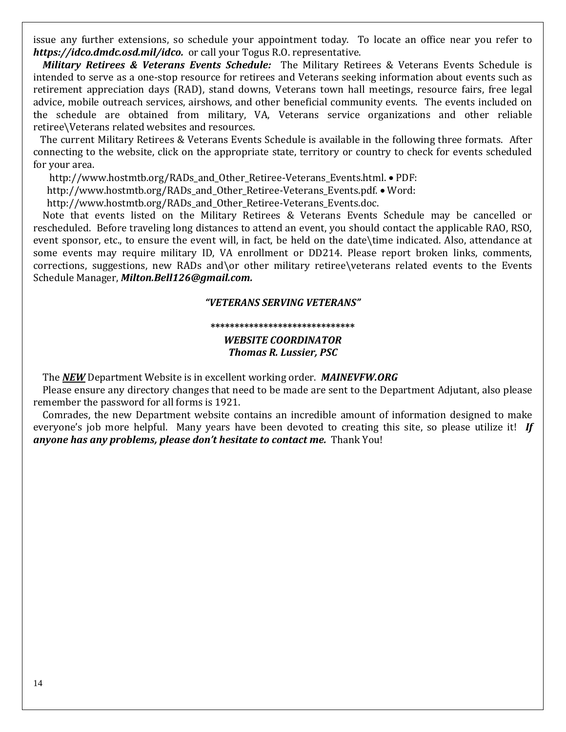issue any further extensions, so schedule your appointment today. To locate an office near you refer to ***https://idco.dmdc.osd.mil/idco.*** or call your Togus R.O. representative.

***Military Retirees & Veterans Events Schedule:*** The Military Retirees & Veterans Events Schedule is intended to serve as a one-stop resource for retirees and Veterans seeking information about events such as retirement appreciation days (RAD), stand downs, Veterans town hall meetings, resource fairs, free legal advice, mobile outreach services, airshows, and other beneficial community events. The events included on the schedule are obtained from military, VA, Veterans service organizations and other reliable retiree\Veterans related websites and resources.

The current Military Retirees & Veterans Events Schedule is available in the following three formats. After connecting to the website, click on the appropriate state, territory or country to check for events scheduled for your area.

http://www.hostmtb.org/RADs_and_Other_Retiree-Veterans_Events.html. • PDF:
http://www.hostmtb.org/RADs_and_Other_Retiree-Veterans_Events.pdf. • Word:
http://www.hostmtb.org/RADs_and_Other_Retiree-Veterans_Events.doc.

Note that events listed on the Military Retirees & Veterans Events Schedule may be cancelled or rescheduled. Before traveling long distances to attend an event, you should contact the applicable RAO, RSO, event sponsor, etc., to ensure the event will, in fact, be held on the date\time indicated. Also, attendance at some events may require military ID, VA enrollment or DD214. Please report broken links, comments, corrections, suggestions, new RADs and\or other military retiree\veterans related events to the Events Schedule Manager, ***Milton.Bell126@gmail.com.***

***"VETERANS SERVING VETERANS"***

******************************

***WEBSITE COORDINATOR***
***Thomas R. Lussier, PSC***

The ***NEW*** Department Website is in excellent working order. ***MAINEVFW.ORG***

Please ensure any directory changes that need to be made are sent to the Department Adjutant, also please remember the password for all forms is 1921.

Comrades, the new Department website contains an incredible amount of information designed to make everyone's job more helpful. Many years have been devoted to creating this site, so please utilize it! ***If anyone has any problems, please don't hesitate to contact me.*** Thank You!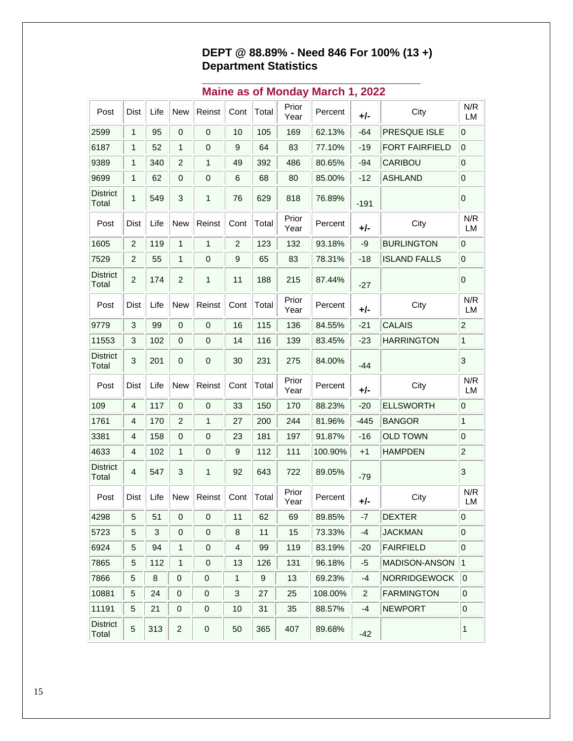**DEPT @ 88.89% - Need 846 For 100% (13 +)**
**Department Statistics**

## Maine as of Monday March 1, 2022

| Post | Dist | Life | New | Reinst | Cont | Total | Prior Year | Percent | +/- | City | N/R LM |
|---|---|---|---|---|---|---|---|---|---|---|---|
| 2599 | 1 | 95 | 0 | 0 | 10 | 105 | 169 | 62.13% | -64 | PRESQUE ISLE | 0 |
| 6187 | 1 | 52 | 1 | 0 | 9 | 64 | 83 | 77.10% | -19 | FORT FAIRFIELD | 0 |
| 9389 | 1 | 340 | 2 | 1 | 49 | 392 | 486 | 80.65% | -94 | CARIBOU | 0 |
| 9699 | 1 | 62 | 0 | 0 | 6 | 68 | 80 | 85.00% | -12 | ASHLAND | 0 |
| District Total | 1 | 549 | 3 | 1 | 76 | 629 | 818 | 76.89% | -191 | | 0 |
| Post | Dist | Life | New | Reinst | Cont | Total | Prior Year | Percent | +/- | City | N/R LM |
| 1605 | 2 | 119 | 1 | 1 | 2 | 123 | 132 | 93.18% | -9 | BURLINGTON | 0 |
| 7529 | 2 | 55 | 1 | 0 | 9 | 65 | 83 | 78.31% | -18 | ISLAND FALLS | 0 |
| District Total | 2 | 174 | 2 | 1 | 11 | 188 | 215 | 87.44% | -27 | | 0 |
| Post | Dist | Life | New | Reinst | Cont | Total | Prior Year | Percent | +/- | City | N/R LM |
| 9779 | 3 | 99 | 0 | 0 | 16 | 115 | 136 | 84.55% | -21 | CALAIS | 2 |
| 11553 | 3 | 102 | 0 | 0 | 14 | 116 | 139 | 83.45% | -23 | HARRINGTON | 1 |
| District Total | 3 | 201 | 0 | 0 | 30 | 231 | 275 | 84.00% | -44 | | 3 |
| Post | Dist | Life | New | Reinst | Cont | Total | Prior Year | Percent | +/- | City | N/R LM |
| 109 | 4 | 117 | 0 | 0 | 33 | 150 | 170 | 88.23% | -20 | ELLSWORTH | 0 |
| 1761 | 4 | 170 | 2 | 1 | 27 | 200 | 244 | 81.96% | -445 | BANGOR | 1 |
| 3381 | 4 | 158 | 0 | 0 | 23 | 181 | 197 | 91.87% | -16 | OLD TOWN | 0 |
| 4633 | 4 | 102 | 1 | 0 | 9 | 112 | 111 | 100.90% | +1 | HAMPDEN | 2 |
| District Total | 4 | 547 | 3 | 1 | 92 | 643 | 722 | 89.05% | -79 | | 3 |
| Post | Dist | Life | New | Reinst | Cont | Total | Prior Year | Percent | +/- | City | N/R LM |
| 4298 | 5 | 51 | 0 | 0 | 11 | 62 | 69 | 89.85% | -7 | DEXTER | 0 |
| 5723 | 5 | 3 | 0 | 0 | 8 | 11 | 15 | 73.33% | -4 | JACKMAN | 0 |
| 6924 | 5 | 94 | 1 | 0 | 4 | 99 | 119 | 83.19% | -20 | FAIRFIELD | 0 |
| 7865 | 5 | 112 | 1 | 0 | 13 | 126 | 131 | 96.18% | -5 | MADISON-ANSON | 1 |
| 7866 | 5 | 8 | 0 | 0 | 1 | 9 | 13 | 69.23% | -4 | NORRIDGEWOCK | 0 |
| 10881 | 5 | 24 | 0 | 0 | 3 | 27 | 25 | 108.00% | 2 | FARMINGTON | 0 |
| 11191 | 5 | 21 | 0 | 0 | 10 | 31 | 35 | 88.57% | -4 | NEWPORT | 0 |
| District Total | 5 | 313 | 2 | 0 | 50 | 365 | 407 | 89.68% | -42 | | 1 |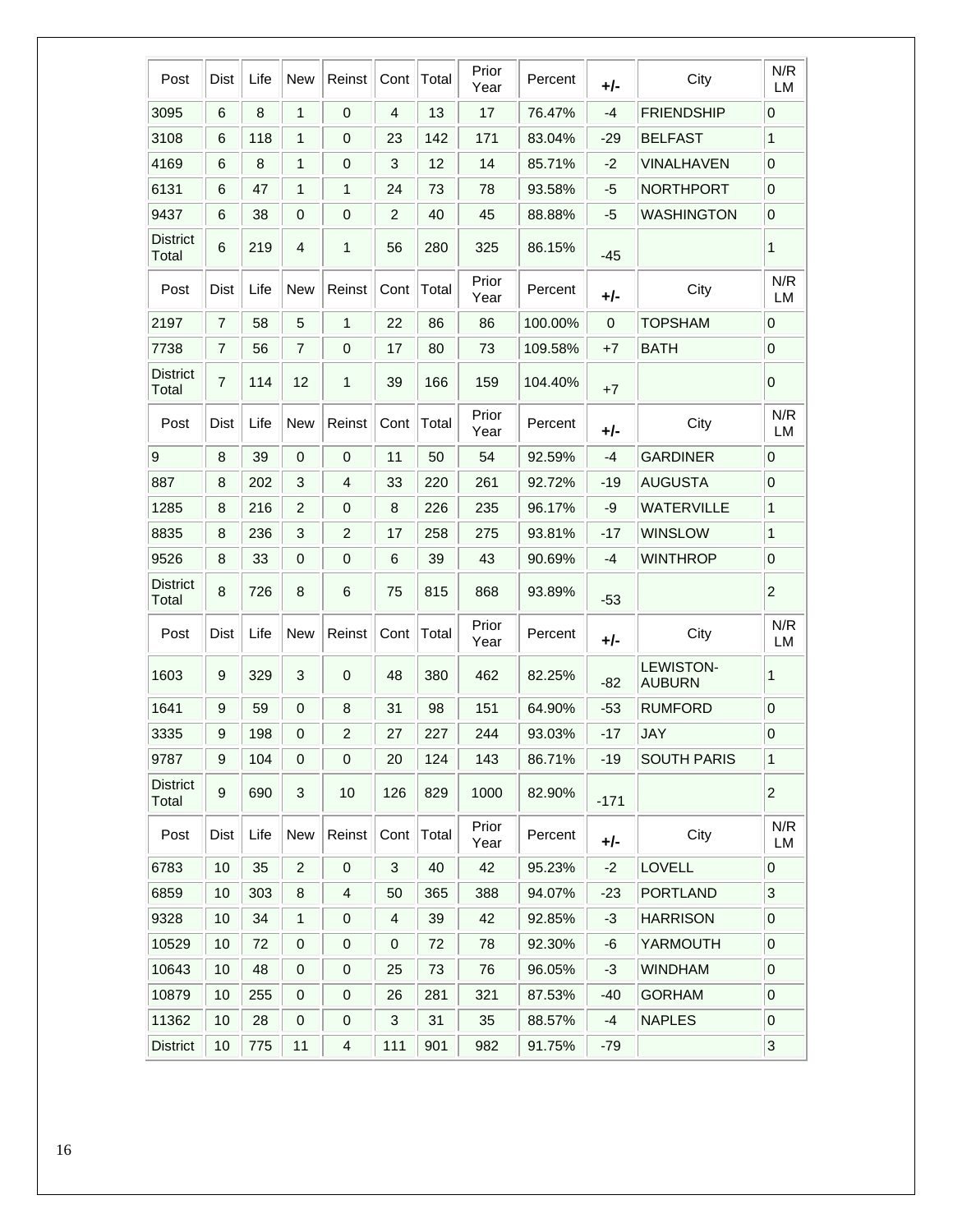| Post | Dist | Life | New | Reinst | Cont | Total | Prior Year | Percent | +/- | City | N/R LM |
|---|---|---|---|---|---|---|---|---|---|---|---|
| 3095 | 6 | 8 | 1 | 0 | 4 | 13 | 17 | 76.47% | -4 | FRIENDSHIP | 0 |
| 3108 | 6 | 118 | 1 | 0 | 23 | 142 | 171 | 83.04% | -29 | BELFAST | 1 |
| 4169 | 6 | 8 | 1 | 0 | 3 | 12 | 14 | 85.71% | -2 | VINALHAVEN | 0 |
| 6131 | 6 | 47 | 1 | 1 | 24 | 73 | 78 | 93.58% | -5 | NORTHPORT | 0 |
| 9437 | 6 | 38 | 0 | 0 | 2 | 40 | 45 | 88.88% | -5 | WASHINGTON | 0 |
| District Total | 6 | 219 | 4 | 1 | 56 | 280 | 325 | 86.15% | -45 | | 1 |
| Post | Dist | Life | New | Reinst | Cont | Total | Prior Year | Percent | +/- | City | N/R LM |
| 2197 | 7 | 58 | 5 | 1 | 22 | 86 | 86 | 100.00% | 0 | TOPSHAM | 0 |
| 7738 | 7 | 56 | 7 | 0 | 17 | 80 | 73 | 109.58% | +7 | BATH | 0 |
| District Total | 7 | 114 | 12 | 1 | 39 | 166 | 159 | 104.40% | +7 | | 0 |
| Post | Dist | Life | New | Reinst | Cont | Total | Prior Year | Percent | +/- | City | N/R LM |
| 9 | 8 | 39 | 0 | 0 | 11 | 50 | 54 | 92.59% | -4 | GARDINER | 0 |
| 887 | 8 | 202 | 3 | 4 | 33 | 220 | 261 | 92.72% | -19 | AUGUSTA | 0 |
| 1285 | 8 | 216 | 2 | 0 | 8 | 226 | 235 | 96.17% | -9 | WATERVILLE | 1 |
| 8835 | 8 | 236 | 3 | 2 | 17 | 258 | 275 | 93.81% | -17 | WINSLOW | 1 |
| 9526 | 8 | 33 | 0 | 0 | 6 | 39 | 43 | 90.69% | -4 | WINTHROP | 0 |
| District Total | 8 | 726 | 8 | 6 | 75 | 815 | 868 | 93.89% | -53 | | 2 |
| Post | Dist | Life | New | Reinst | Cont | Total | Prior Year | Percent | +/- | City | N/R LM |
| 1603 | 9 | 329 | 3 | 0 | 48 | 380 | 462 | 82.25% | -82 | LEWISTON-AUBURN | 1 |
| 1641 | 9 | 59 | 0 | 8 | 31 | 98 | 151 | 64.90% | -53 | RUMFORD | 0 |
| 3335 | 9 | 198 | 0 | 2 | 27 | 227 | 244 | 93.03% | -17 | JAY | 0 |
| 9787 | 9 | 104 | 0 | 0 | 20 | 124 | 143 | 86.71% | -19 | SOUTH PARIS | 1 |
| District Total | 9 | 690 | 3 | 10 | 126 | 829 | 1000 | 82.90% | -171 | | 2 |
| Post | Dist | Life | New | Reinst | Cont | Total | Prior Year | Percent | +/- | City | N/R LM |
| 6783 | 10 | 35 | 2 | 0 | 3 | 40 | 42 | 95.23% | -2 | LOVELL | 0 |
| 6859 | 10 | 303 | 8 | 4 | 50 | 365 | 388 | 94.07% | -23 | PORTLAND | 3 |
| 9328 | 10 | 34 | 1 | 0 | 4 | 39 | 42 | 92.85% | -3 | HARRISON | 0 |
| 10529 | 10 | 72 | 0 | 0 | 0 | 72 | 78 | 92.30% | -6 | YARMOUTH | 0 |
| 10643 | 10 | 48 | 0 | 0 | 25 | 73 | 76 | 96.05% | -3 | WINDHAM | 0 |
| 10879 | 10 | 255 | 0 | 0 | 26 | 281 | 321 | 87.53% | -40 | GORHAM | 0 |
| 11362 | 10 | 28 | 0 | 0 | 3 | 31 | 35 | 88.57% | -4 | NAPLES | 0 |
| District | 10 | 775 | 11 | 4 | 111 | 901 | 982 | 91.75% | -79 | | 3 |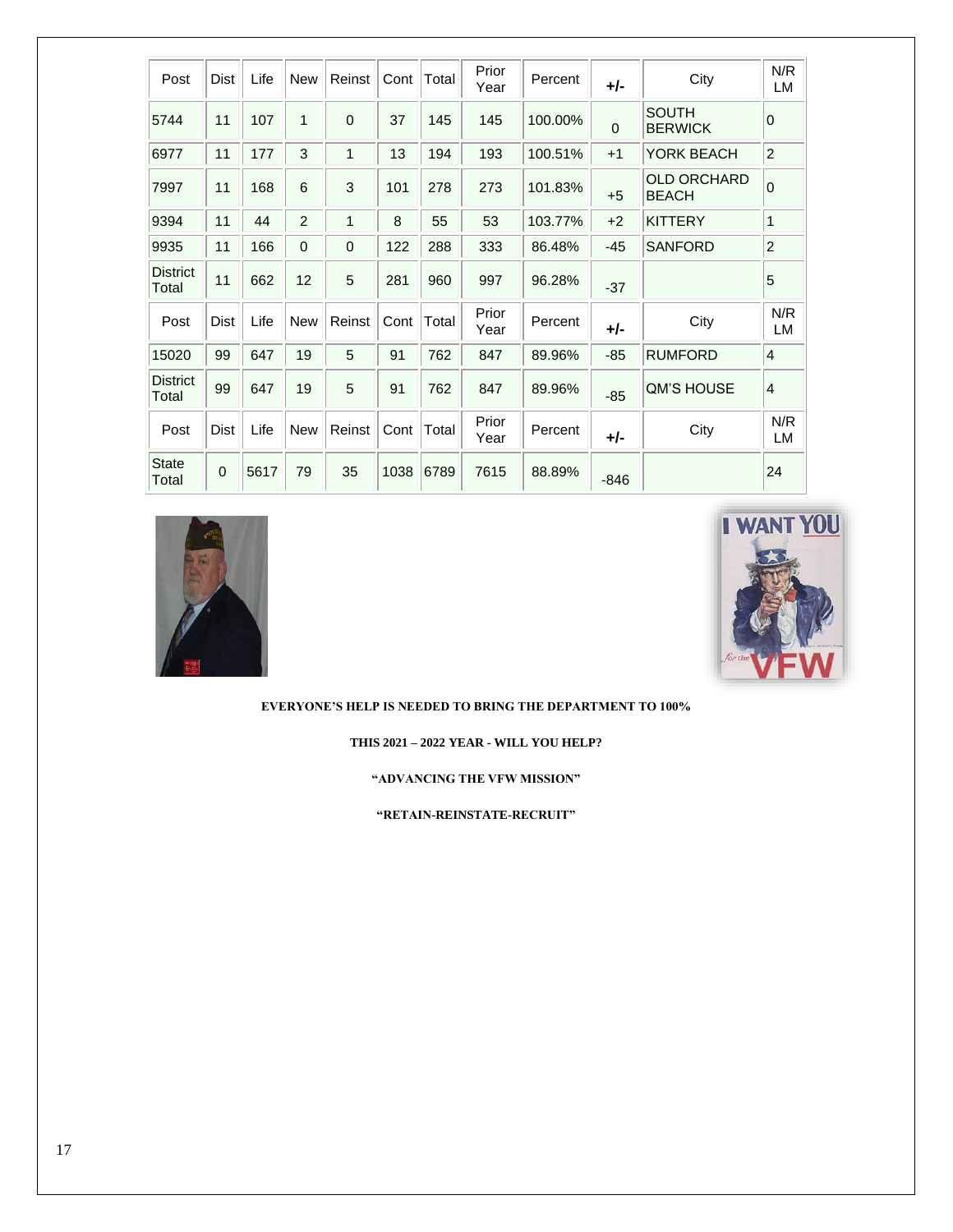| Post | Dist | Life | New | Reinst | Cont | Total | Prior Year | Percent | +/- | City | N/R LM |
|---|---|---|---|---|---|---|---|---|---|---|---|
| 5744 | 11 | 107 | 1 | 0 | 37 | 145 | 145 | 100.00% | 0 | SOUTH BERWICK | 0 |
| 6977 | 11 | 177 | 3 | 1 | 13 | 194 | 193 | 100.51% | +1 | YORK BEACH | 2 |
| 7997 | 11 | 168 | 6 | 3 | 101 | 278 | 273 | 101.83% | +5 | OLD ORCHARD BEACH | 0 |
| 9394 | 11 | 44 | 2 | 1 | 8 | 55 | 53 | 103.77% | +2 | KITTERY | 1 |
| 9935 | 11 | 166 | 0 | 0 | 122 | 288 | 333 | 86.48% | -45 | SANFORD | 2 |
| District Total | 11 | 662 | 12 | 5 | 281 | 960 | 997 | 96.28% | -37 | | 5 |
| Post | Dist | Life | New | Reinst | Cont | Total | Prior Year | Percent | +/- | City | N/R LM |
| 15020 | 99 | 647 | 19 | 5 | 91 | 762 | 847 | 89.96% | -85 | RUMFORD | 4 |
| District Total | 99 | 647 | 19 | 5 | 91 | 762 | 847 | 89.96% | -85 | QM'S HOUSE | 4 |
| Post | Dist | Life | New | Reinst | Cont | Total | Prior Year | Percent | +/- | City | N/R LM |
| State Total | 0 | 5617 | 79 | 35 | 1038 | 6789 | 7615 | 88.89% | -846 | | 24 |

**EVERYONE'S HELP IS NEEDED TO BRING THE DEPARTMENT TO 100%**

**THIS 2021 – 2022 YEAR - WILL YOU HELP?**

**"ADVANCING THE VFW MISSION"**

**"RETAIN-REINSTATE-RECRUIT"**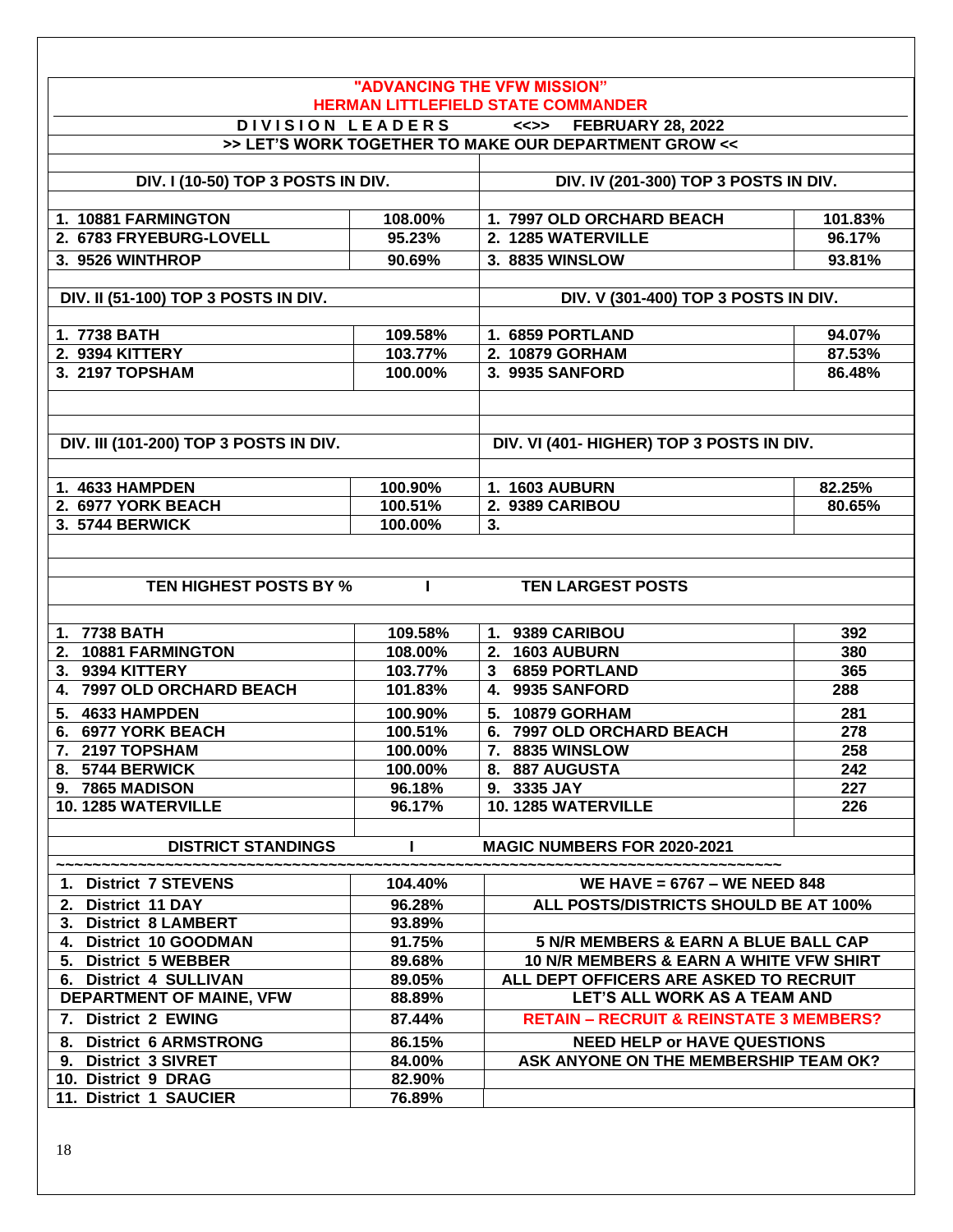**"ADVANCING THE VFW MISSION"**
**HERMAN LITTLEFIELD STATE COMMANDER**

**DIVISION LEADERS <<>> FEBRUARY 28, 2022**

**>> LET'S WORK TOGETHER TO MAKE OUR DEPARTMENT GROW <<**

| DIV. I (10-50) TOP 3 POSTS IN DIV. | | DIV. IV (201-300) TOP 3 POSTS IN DIV. | |
|---|---|---|---|
| 1. 10881 FARMINGTON | 108.00% | 1. 7997 OLD ORCHARD BEACH | 101.83% |
| 2. 6783 FRYEBURG-LOVELL | 95.23% | 2. 1285 WATERVILLE | 96.17% |
| 3. 9526 WINTHROP | 90.69% | 3. 8835 WINSLOW | 93.81% |

| DIV. II (51-100) TOP 3 POSTS IN DIV. | | DIV. V (301-400) TOP 3 POSTS IN DIV. | |
|---|---|---|---|
| 1. 7738 BATH | 109.58% | 1. 6859 PORTLAND | 94.07% |
| 2. 9394 KITTERY | 103.77% | 2. 10879 GORHAM | 87.53% |
| 3. 2197 TOPSHAM | 100.00% | 3. 9935 SANFORD | 86.48% |

| DIV. III (101-200) TOP 3 POSTS IN DIV. | | DIV. VI (401- HIGHER) TOP 3 POSTS IN DIV. | |
|---|---|---|---|
| 1. 4633 HAMPDEN | 100.90% | 1. 1603 AUBURN | 82.25% |
| 2. 6977 YORK BEACH | 100.51% | 2. 9389 CARIBOU | 80.65% |
| 3. 5744 BERWICK | 100.00% | 3. | |

| TEN HIGHEST POSTS BY % | I | TEN LARGEST POSTS | |
|---|---|---|---|
| 1. 7738 BATH | 109.58% | 1. 9389 CARIBOU | 392 |
| 2. 10881 FARMINGTON | 108.00% | 2. 1603 AUBURN | 380 |
| 3. 9394 KITTERY | 103.77% | 3 6859 PORTLAND | 365 |
| 4. 7997 OLD ORCHARD BEACH | 101.83% | 4. 9935 SANFORD | 288 |
| 5. 4633 HAMPDEN | 100.90% | 5. 10879 GORHAM | 281 |
| 6. 6977 YORK BEACH | 100.51% | 6. 7997 OLD ORCHARD BEACH | 278 |
| 7. 2197 TOPSHAM | 100.00% | 7. 8835 WINSLOW | 258 |
| 8. 5744 BERWICK | 100.00% | 8. 887 AUGUSTA | 242 |
| 9. 7865 MADISON | 96.18% | 9. 3335 JAY | 227 |
| 10. 1285 WATERVILLE | 96.17% | 10. 1285 WATERVILLE | 226 |

| DISTRICT STANDINGS | I | MAGIC NUMBERS FOR 2020-2021 |
|---|---|---|
| 1. District 7 STEVENS | 104.40% | WE HAVE = 6767 – WE NEED 848 |
| 2. District 11 DAY | 96.28% | ALL POSTS/DISTRICTS SHOULD BE AT 100% |
| 3. District 8 LAMBERT | 93.89% | |
| 4. District 10 GOODMAN | 91.75% | 5 N/R MEMBERS & EARN A BLUE BALL CAP |
| 5. District 5 WEBBER | 89.68% | 10 N/R MEMBERS & EARN A WHITE VFW SHIRT |
| 6. District 4 SULLIVAN | 89.05% | ALL DEPT OFFICERS ARE ASKED TO RECRUIT |
| DEPARTMENT OF MAINE, VFW | 88.89% | LET'S ALL WORK AS A TEAM AND |
| 7. District 2 EWING | 87.44% | RETAIN – RECRUIT & REINSTATE 3 MEMBERS? |
| 8. District 6 ARMSTRONG | 86.15% | NEED HELP or HAVE QUESTIONS |
| 9. District 3 SIVRET | 84.00% | ASK ANYONE ON THE MEMBERSHIP TEAM OK? |
| 10. District 9 DRAG | 82.90% | |
| 11. District 1 SAUCIER | 76.89% | |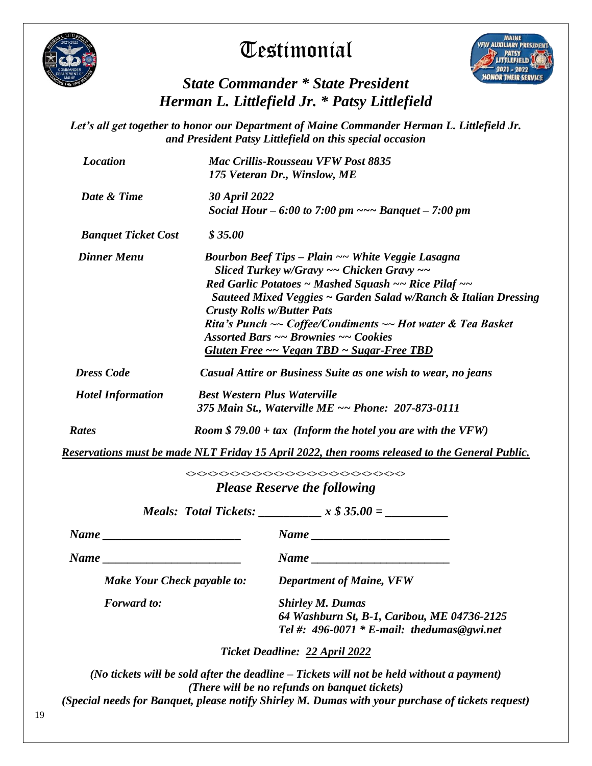# Testimonial

## *State Commander * State President*
## *Herman L. Littlefield Jr. * Patsy Littlefield*

***Let's all get together to honor our Department of Maine Commander Herman L. Littlefield Jr. and President Patsy Littlefield on this special occasion***

| | |
|---|---|
| ***Location*** | ***Mac Crillis-Rousseau VFW Post 8835***<br>***175 Veteran Dr., Winslow, ME*** |
| ***Date & Time*** | ***30 April 2022***<br>***Social Hour – 6:00 to 7:00 pm ~~~ Banquet – 7:00 pm*** |
| ***Banquet Ticket Cost*** | ***$ 35.00*** |
| ***Dinner Menu*** | ***Bourbon Beef Tips – Plain ~~ White Veggie Lasagna***<br>***Sliced Turkey w/Gravy ~~ Chicken Gravy ~~***<br>***Red Garlic Potatoes ~ Mashed Squash ~~ Rice Pilaf ~~***<br>***Sauteed Mixed Veggies ~ Garden Salad w/Ranch & Italian Dressing***<br>***Crusty Rolls w/Butter Pats***<br>***Rita's Punch ~~ Coffee/Condiments ~~ Hot water & Tea Basket***<br>***Assorted Bars ~~ Brownies ~~ Cookies***<br>***<u>Gluten Free ~~ Vegan TBD ~ Sugar-Free TBD</u>*** |
| ***Dress Code*** | ***Casual Attire or Business Suite as one wish to wear, no jeans*** |
| ***Hotel Information*** | ***Best Western Plus Waterville***<br>***375 Main St., Waterville ME ~~ Phone: 207-873-0111*** |
| ***Rates*** | ***Room $ 79.00 + tax (Inform the hotel you are with the VFW)*** |

***<u>Reservations must be made NLT Friday 15 April 2022, then rooms released to the General Public.</u>***

<><><><><><><><><><><><><><><><><><><><><><><><><><><><>

### *Please Reserve the following*

***Meals: Total Tickets: __________ x $ 35.00 = __________***

***Name ______________________*** ***Name ______________________***

***Name ______________________*** ***Name ______________________***

***Make Your Check payable to:*** ***Department of Maine, VFW***

***Forward to:*** ***Shirley M. Dumas***
***64 Washburn St, B-1, Caribou, ME 04736-2125***
***Tel #: 496-0071 * E-mail: thedumas@gwi.net***

***Ticket Deadline: <u>22 April 2022</u>***

***(No tickets will be sold after the deadline – Tickets will not be held without a payment)***
***(There will be no refunds on banquet tickets)***
***(Special needs for Banquet, please notify Shirley M. Dumas with your purchase of tickets request)***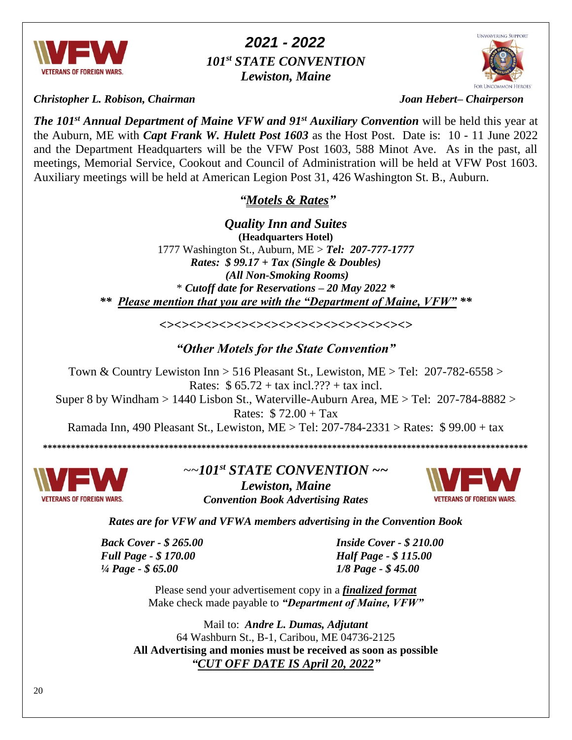# *2021 - 2022*

## *101st STATE CONVENTION*

## *Lewiston, Maine*

***Christopher L. Robison, Chairman*** ***Joan Hebert– Chairperson***

***The 101st Annual Department of Maine VFW and 91st Auxiliary Convention*** will be held this year at the Auburn, ME with ***Capt Frank W. Hulett Post 1603*** as the Host Post. Date is: 10 - 11 June 2022 and the Department Headquarters will be the VFW Post 1603, 588 Minot Ave. As in the past, all meetings, Memorial Service, Cookout and Council of Administration will be held at VFW Post 1603. Auxiliary meetings will be held at American Legion Post 31, 426 Washington St. B., Auburn.

### *"Motels & Rates"*

***Quality Inn and Suites***
**(Headquarters Hotel)**
1777 Washington St., Auburn, ME > ***Tel: 207-777-1777***
***Rates: $ 99.17 + Tax (Single & Doubles)***
***(All Non-Smoking Rooms)***
\* ***Cutoff date for Reservations – 20 May 2022 \****
***\*\* Please mention that you are with the "Department of Maine, VFW" \*\****

**<><><><><><><><><><><><><><><><>**

### *"Other Motels for the State Convention"*

Town & Country Lewiston Inn > 516 Pleasant St., Lewiston, ME > Tel: 207-782-6558 > Rates: $ 65.72 + tax incl.??? + tax incl.

Super 8 by Windham > 1440 Lisbon St., Waterville-Auburn Area, ME > Tel: 207-784-8882 > Rates: $ 72.00 + Tax

Ramada Inn, 490 Pleasant St., Lewiston, ME > Tel: 207-784-2331 > Rates: $ 99.00 + tax

\*\*\*\*\*\*\*\*\*\*\*\*\*\*\*\*\*\*\*\*\*\*\*\*\*\*\*\*\*\*\*\*\*\*\*\*\*\*\*\*\*\*\*\*\*\*\*\*\*\*\*\*\*\*\*\*\*\*\*\*\*\*\*\*\*\*\*\*\*\*\*\*\*\*\*\*\*\*\*\*\*\*\*\*\*\*\*\*\*\*\*\*\*\*\*\*\*\*\*\*

## ~~*101st STATE CONVENTION* ~~

### *Lewiston, Maine*

### *Convention Book Advertising Rates*

***Rates are for VFW and VFWA members advertising in the Convention Book***

***Back Cover - $ 265.00***
***Inside Cover - $ 210.00***
***Full Page - $ 170.00***
***Half Page - $ 115.00***
***¼ Page - $ 65.00***
***1/8 Page - $ 45.00***

Please send your advertisement copy in a ***finalized format***
Make check made payable to ***"Department of Maine, VFW"***

Mail to: ***Andre L. Dumas, Adjutant***
64 Washburn St., B-1, Caribou, ME 04736-2125
**All Advertising and monies must be received as soon as possible**
***"CUT OFF DATE IS April 20, 2022"***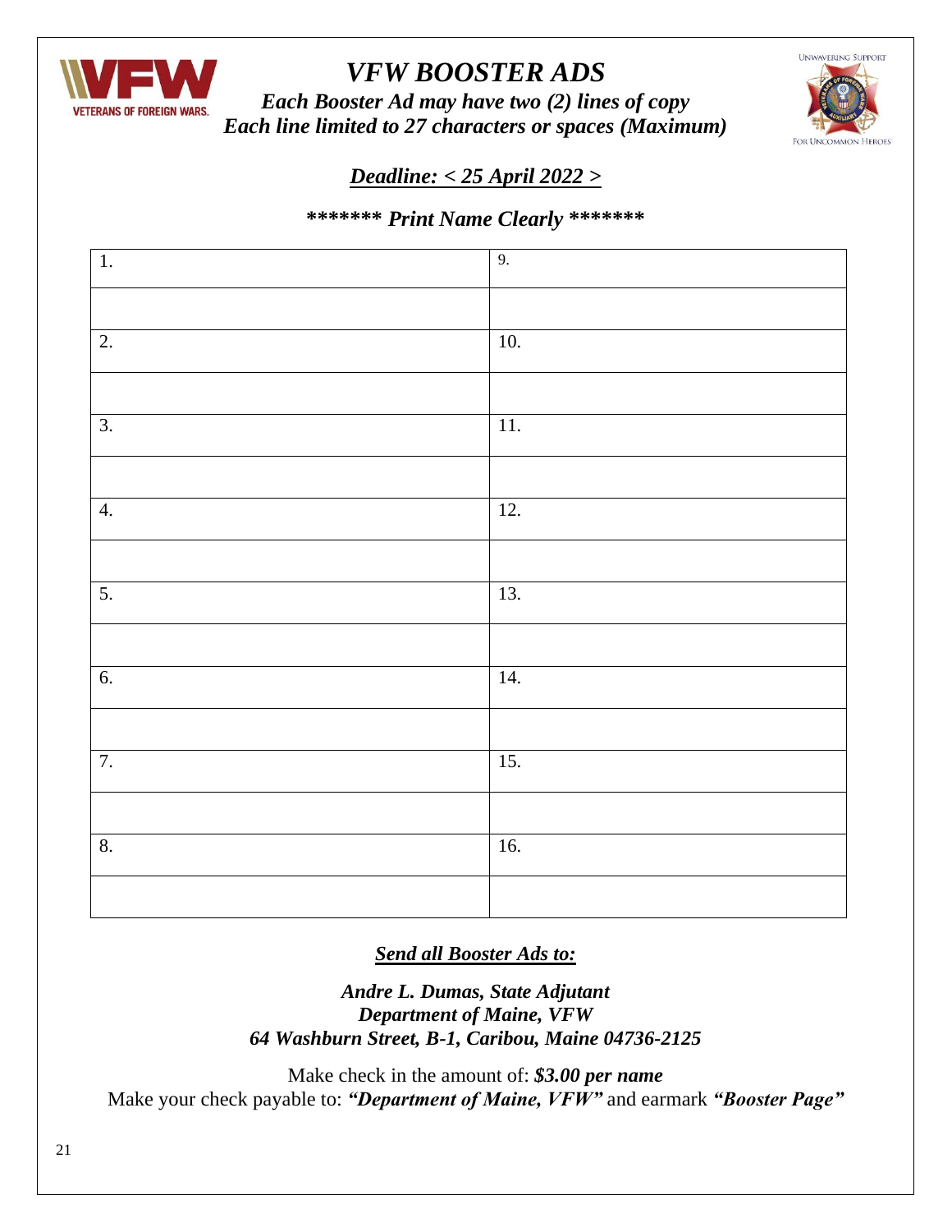# *VFW BOOSTER ADS*

***Each Booster Ad may have two (2) lines of copy***
***Each line limited to 27 characters or spaces (Maximum)***

***<u>Deadline: < 25 April 2022 ></u>***

**\*\*\*\*\*\*\* *Print Name Clearly* \*\*\*\*\*\*\***

| 1. | 9. |
|---|---|
| | |
| 2. | 10. |
| | |
| 3. | 11. |
| | |
| 4. | 12. |
| | |
| 5. | 13. |
| | |
| 6. | 14. |
| | |
| 7. | 15. |
| | |
| 8. | 16. |
| | |

***<u>Send all Booster Ads to:</u>***

***Andre L. Dumas, State Adjutant***
***Department of Maine, VFW***
***64 Washburn Street, B-1, Caribou, Maine 04736-2125***

Make check in the amount of: ***$3.00 per name***
Make your check payable to: ***"Department of Maine, VFW"*** and earmark ***"Booster Page"***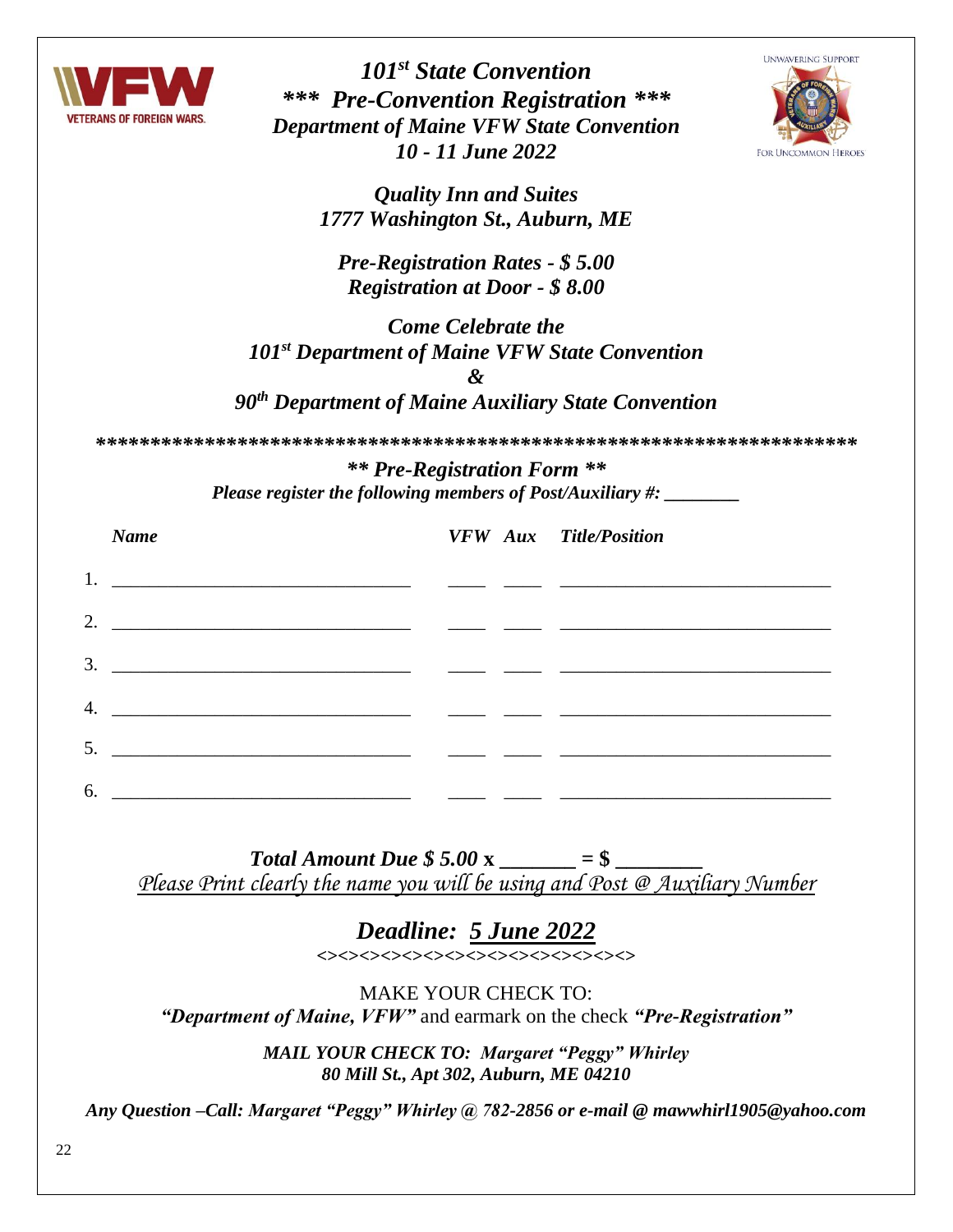# *101st State Convention*
## *\*\*\* Pre-Convention Registration \*\*\**
### *Department of Maine VFW State Convention*
### *10 - 11 June 2022*

***Quality Inn and Suites***
***1777 Washington St., Auburn, ME***

***Pre-Registration Rates - $ 5.00***
***Registration at Door - $ 8.00***

***Come Celebrate the***
***101st Department of Maine VFW State Convention***
***&***
***90th Department of Maine Auxiliary State Convention***

\*\*\*\*\*\*\*\*\*\*\*\*\*\*\*\*\*\*\*\*\*\*\*\*\*\*\*\*\*\*\*\*\*\*\*\*\*\*\*\*\*\*\*\*\*\*\*\*\*\*\*\*\*\*\*\*\*\*\*\*\*\*\*\*\*\*\*\*\*\*

***\*\* Pre-Registration Form \*\****

***Please register the following members of Post/Auxiliary #: ________***

| | Name | VFW | Aux | Title/Position |
|---|---|---|---|---|
| 1. | ______________________________ | ____ | ____ | ____________________________ |
| 2. | ______________________________ | ____ | ____ | ____________________________ |
| 3. | ______________________________ | ____ | ____ | ____________________________ |
| 4. | ______________________________ | ____ | ____ | ____________________________ |
| 5. | ______________________________ | ____ | ____ | ____________________________ |
| 6. | ______________________________ | ____ | ____ | ____________________________ |

***Total Amount Due $ 5.00 x _______ = $ ________***

*Please Print clearly the name you will be using and Post @ Auxiliary Number*

## ***Deadline: 5 June 2022***

<><><><><><><><><><><><><><><>

MAKE YOUR CHECK TO:
***"Department of Maine, VFW"*** and earmark on the check ***"Pre-Registration"***

***MAIL YOUR CHECK TO: Margaret "Peggy" Whirley***
***80 Mill St., Apt 302, Auburn, ME 04210***

***Any Question –Call: Margaret "Peggy" Whirley @ 782-2856 or e-mail @ mawwhirl1905@yahoo.com***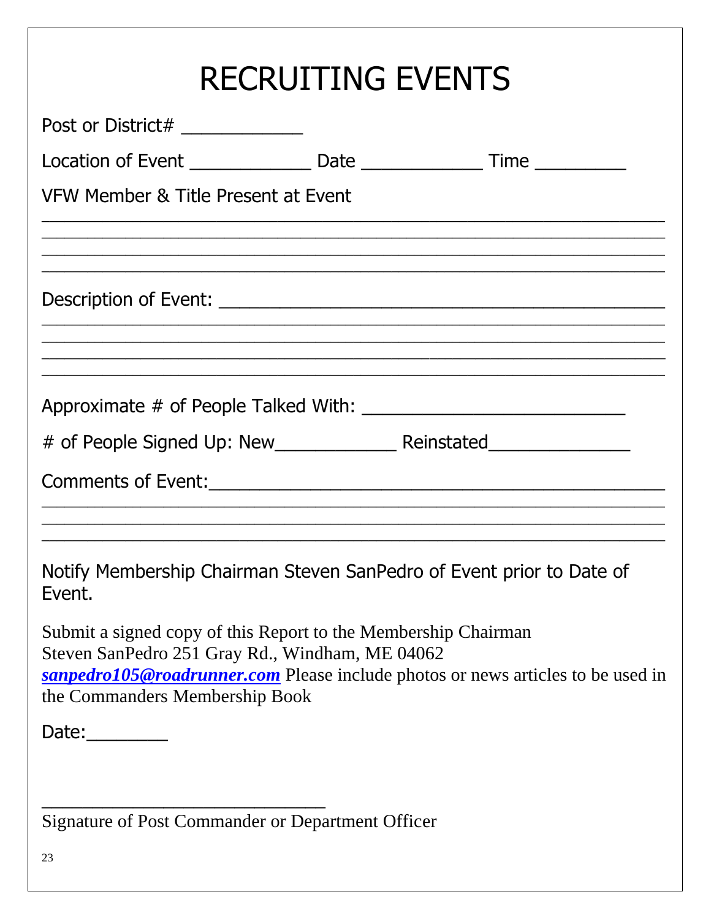# RECRUITING EVENTS

Post or District# ____________

Location of Event ____________ Date ____________ Time _________

VFW Member & Title Present at Event

_______________________________________________________________

_______________________________________________________________

_______________________________________________________________

_______________________________________________________________

Description of Event: _____________________________________________

_______________________________________________________________

_______________________________________________________________

_______________________________________________________________

_______________________________________________________________

Approximate # of People Talked With: __________________________

# of People Signed Up: New____________ Reinstated______________

Comments of Event:_______________________________________________

_______________________________________________________________

_______________________________________________________________

_______________________________________________________________

Notify Membership Chairman Steven SanPedro of Event prior to Date of Event.

Submit a signed copy of this Report to the Membership Chairman
Steven SanPedro 251 Gray Rd., Windham, ME 04062
***sanpedro105@roadrunner.com*** Please include photos or news articles to be used in the Commanders Membership Book

Date:________

______________________________
Signature of Post Commander or Department Officer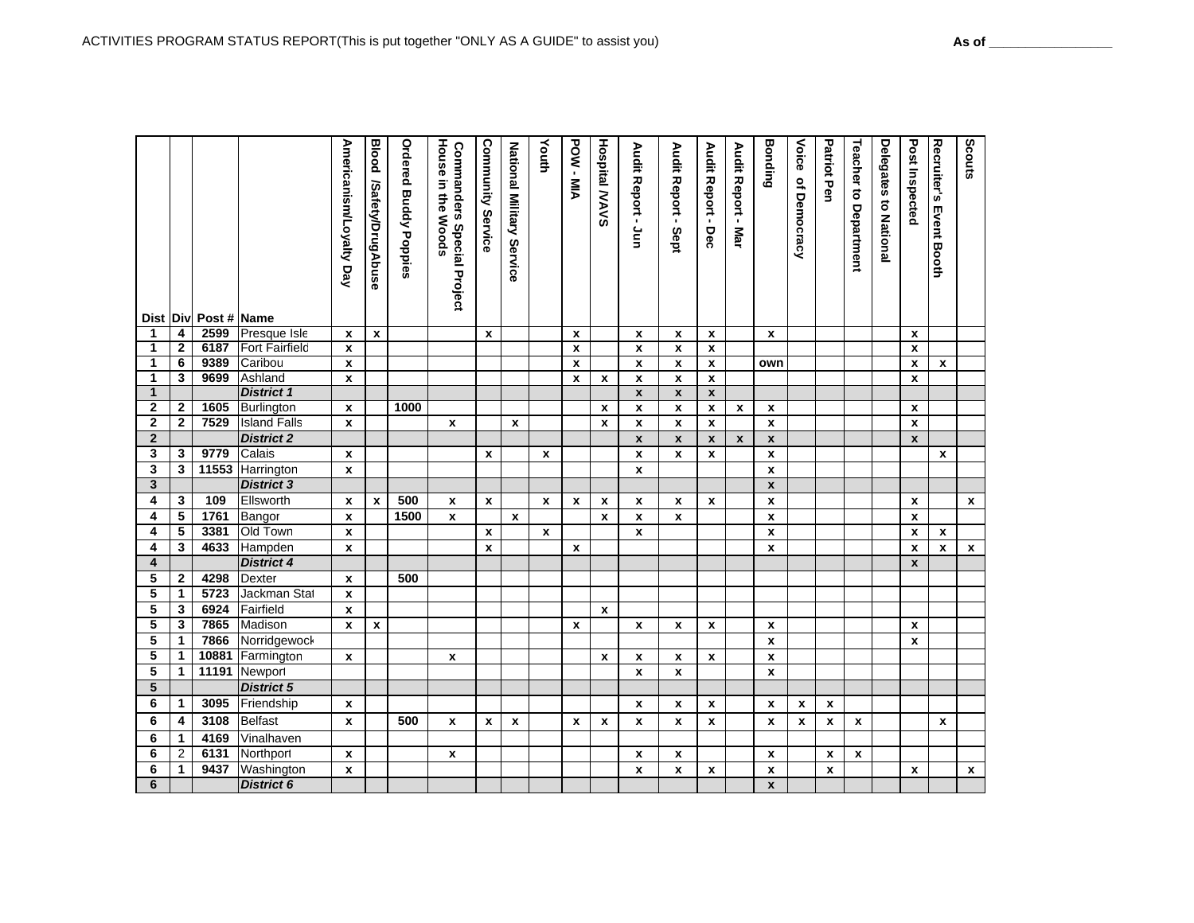ACTIVITIES PROGRAM STATUS REPORT(This is put together "ONLY AS A GUIDE" to assist you) **As of \_\_\_\_\_\_\_\_\_\_\_\_\_\_\_\_\_**

| Dist | Div | Post # | Name | Americanism/Loyalty Day | Blood /Safety/DrugAbuse | Ordered Buddy Poppies | Commanders Special Project House in the Woods | Community Service | National Military Service | Youth | POW - MIA | Hospital /VAVS | Audit Report - Jun | Audit Report - Sept | Audit Report - Dec | Audit Report - Mar | Bonding | Voice of Democracy | Patriot Pen | Teacher to Department | Delegates to National | Post Inspected | Recruiter's Event Booth | Scouts |
|---|---|---|---|---|---|---|---|---|---|---|---|---|---|---|---|---|---|---|---|---|---|---|---|---|
| 1 | 4 | 2599 | Presque Isle | x | x | | | x | | | x | | x | x | x | | x | | | | | x | | |
| 1 | 2 | 6187 | Fort Fairfield | x | | | | | | | x | | x | x | x | | | | | | | x | | |
| 1 | 6 | 9389 | Caribou | x | | | | | | | x | | x | x | x | | own | | | | | x | x | |
| 1 | 3 | 9699 | Ashland | x | | | | | | | x | x | x | x | x | | | | | | | x | | |
| 1 | | | *District 1* | | | | | | | | | | x | x | x | | | | | | | | | |
| 2 | 2 | 1605 | Burlington | x | | 1000 | | | | | | x | x | x | x | x | x | | | | | x | | |
| 2 | 2 | 7529 | Island Falls | x | | | x | | x | | | x | x | x | x | | x | | | | | x | | |
| 2 | | | *District 2* | | | | | | | | | | x | x | x | x | x | | | | | x | | |
| 3 | 3 | 9779 | Calais | x | | | | x | | x | | | x | x | x | | x | | | | | | x | |
| 3 | 3 | 11553 | Harrington | x | | | | | | | | | x | | | | x | | | | | | | |
| 3 | | | *District 3* | | | | | | | | | | | | | | x | | | | | | | |
| 4 | 3 | 109 | Ellsworth | x | x | 500 | x | x | | x | x | x | x | x | x | | x | | | | | x | | x |
| 4 | 5 | 1761 | Bangor | x | | 1500 | x | | x | | | x | x | x | | | x | | | | | x | | |
| 4 | 5 | 3381 | Old Town | x | | | | x | | x | | | x | | | | x | | | | | x | x | |
| 4 | 3 | 4633 | Hampden | x | | | | x | | | x | | | | | | x | | | | | x | x | x |
| 4 | | | *District 4* | | | | | | | | | | | | | | | | | | | x | | |
| 5 | 2 | 4298 | Dexter | x | | 500 | | | | | | | | | | | | | | | | | | |
| 5 | 1 | 5723 | Jackman Stat | x | | | | | | | | | | | | | | | | | | | | |
| 5 | 3 | 6924 | Fairfield | x | | | | | | | | x | | | | | | | | | | | | |
| 5 | 3 | 7865 | Madison | x | x | | | | | | x | | x | x | x | | x | | | | | x | | |
| 5 | 1 | 7866 | Norridgewock | | | | | | | | | | | | | | x | | | | | x | | |
| 5 | 1 | 10881 | Farmington | x | | | x | | | | | x | x | x | x | | x | | | | | | | |
| 5 | 1 | 11191 | Newport | | | | | | | | | | x | x | | | x | | | | | | | |
| 5 | | | *District 5* | | | | | | | | | | | | | | | | | | | | | |
| 6 | 1 | 3095 | Friendship | x | | | | | | | | | x | x | x | | x | x | x | | | | | |
| 6 | 4 | 3108 | Belfast | x | | 500 | x | x | x | | x | x | x | x | x | | x | x | x | x | | | x | |
| 6 | 1 | 4169 | Vinalhaven | | | | | | | | | | | | | | | | | | | | | |
| 6 | 2 | 6131 | Northport | x | | | x | | | | | | x | x | | | x | | x | x | | | | |
| 6 | 1 | 9437 | Washington | x | | | | | | | | | x | x | x | | x | | x | | | x | | x |
| 6 | | | *District 6* | | | | | | | | | | | | | | x | | | | | | | |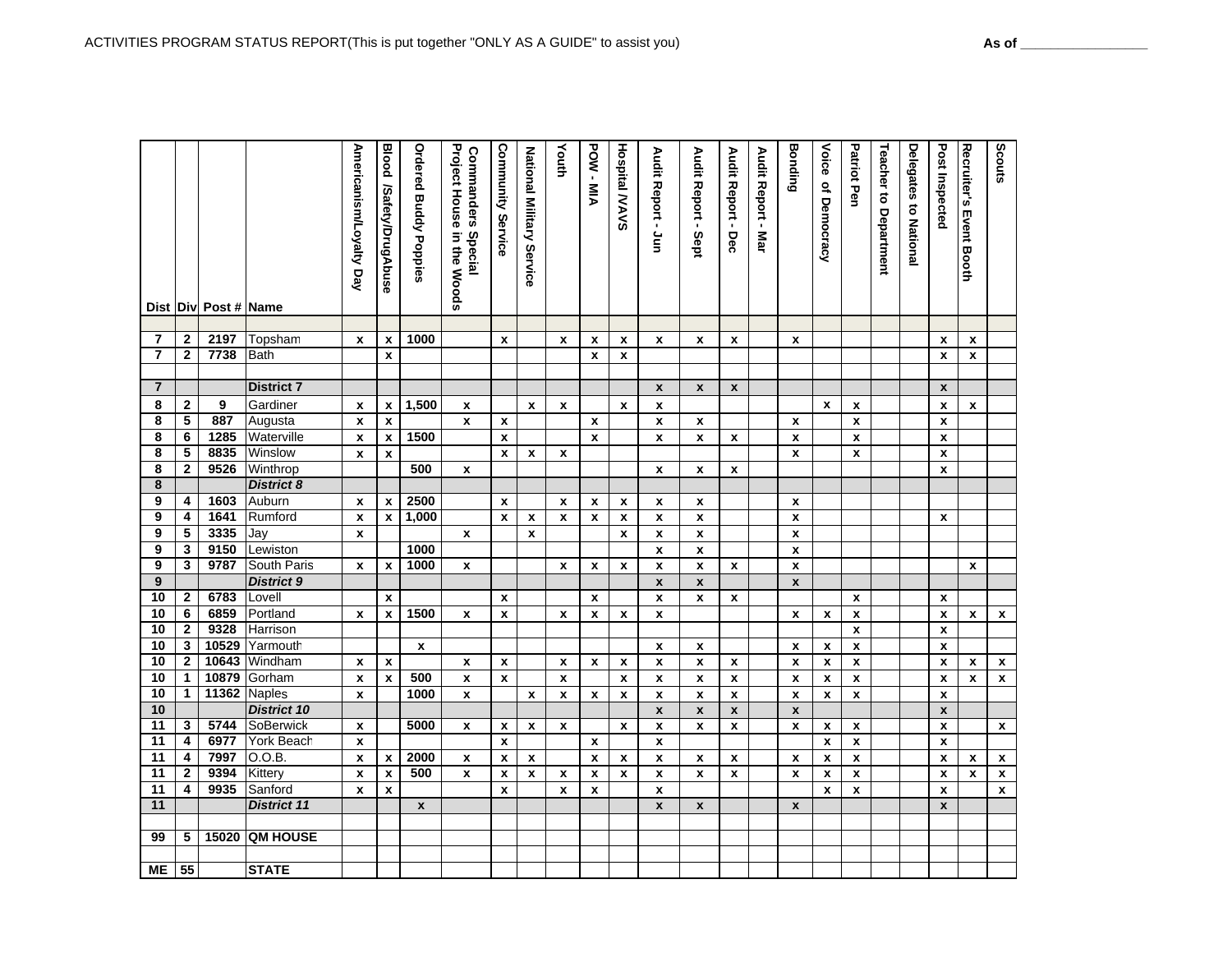ACTIVITIES PROGRAM STATUS REPORT(This is put together "ONLY AS A GUIDE" to assist you) **As of ________________**

| Dist | Div | Post # | Name | Americanism/Loyalty Day | Blood /Safety/DrugAbuse | Ordered Buddy Poppies | Commanders Special Project House in the Woods | Community Service | National Military Service | Youth | POW - MIA | Hospital /VAVS | Audit Report - Jun | Audit Report - Sept | Audit Report - Dec | Audit Report - Mar | Bonding | Voice of Democracy | Patriot Pen | Teacher to Department | Delegates to National | Post Inspected | Recruiter's Event Booth | Scouts |
|---|---|---|---|---|---|---|---|---|---|---|---|---|---|---|---|---|---|---|---|---|---|---|---|---|
| | | | | | | | | | | | | | | | | | | | | | | | | |
| 7 | 2 | 2197 | Topsham | x | x | 1000 | | x | | x | x | x | x | x | x | | x | | | | | x | x | |
| 7 | 2 | 7738 | Bath | | x | | | | | | x | x | | | | | | | | | | x | x | |
| | | | | | | | | | | | | | | | | | | | | | | | | |
| 7 | | | **District 7** | | | | | | | | | | x | x | x | | | | | | | x | | |
| 8 | 2 | 9 | Gardiner | x | x | 1,500 | x | | x | x | | x | x | | | | | x | x | | | x | x | |
| 8 | 5 | 887 | Augusta | x | x | | x | x | | | x | | x | x | | | x | | x | | | x | | |
| 8 | 6 | 1285 | Waterville | x | x | 1500 | | x | | | x | | x | x | x | | x | | x | | | x | | |
| 8 | 5 | 8835 | Winslow | x | x | | | x | x | x | | | | | | | x | | x | | | x | | |
| 8 | 2 | 9526 | Winthrop | | | 500 | x | | | | | | x | x | x | | | | | | | x | | |
| 8 | | | ***District 8*** | | | | | | | | | | | | | | | | | | | | | |
| 9 | 4 | 1603 | Auburn | x | x | 2500 | | x | | x | x | x | x | x | | | x | | | | | | | |
| 9 | 4 | 1641 | Rumford | x | x | 1,000 | | x | x | x | x | x | x | x | | | x | | | | | x | | |
| 9 | 5 | 3335 | Jay | x | | | x | | x | | | x | x | x | | | x | | | | | | | |
| 9 | 3 | 9150 | Lewiston | | | 1000 | | | | | | | x | x | | | x | | | | | | | |
| 9 | 3 | 9787 | South Paris | x | x | 1000 | x | | | x | x | x | x | x | x | | x | | | | | | x | |
| 9 | | | ***District 9*** | | | | | | | | | | x | x | | | x | | | | | | | |
| 10 | 2 | 6783 | Lovell | | x | | | x | | | x | | x | x | x | | | | x | | | x | | |
| 10 | 6 | 6859 | Portland | x | x | 1500 | x | x | | x | x | x | x | | | | x | x | x | | | x | x | x |
| 10 | 2 | 9328 | Harrison | | | | | | | | | | | | | | | | x | | | x | | |
| 10 | 3 | 10529 | Yarmouth | | | x | | | | | | | x | x | | | x | x | x | | | x | | |
| 10 | 2 | 10643 | Windham | x | x | | x | x | | x | x | x | x | x | x | | x | x | x | | | x | x | x |
| 10 | 1 | 10879 | Gorham | x | x | 500 | x | x | | x | | x | x | x | x | | x | x | x | | | x | x | x |
| 10 | 1 | 11362 | Naples | x | | 1000 | x | | x | x | x | x | x | x | x | | x | x | x | | | x | | |
| 10 | | | ***District 10*** | | | | | | | | | | x | x | x | | x | | | | | x | | |
| 11 | 3 | 5744 | SoBerwick | x | | 5000 | x | x | x | x | | x | x | x | x | | x | x | x | | | x | | x |
| 11 | 4 | 6977 | York Beach | x | | | | x | | | x | | x | | | | | x | x | | | x | | |
| 11 | 4 | 7997 | O.O.B. | x | x | 2000 | x | x | x | | x | x | x | x | x | | x | x | x | | | x | x | x |
| 11 | 2 | 9394 | Kittery | x | x | 500 | x | x | x | x | x | x | x | x | x | | x | x | x | | | x | x | x |
| 11 | 4 | 9935 | Sanford | x | x | | | x | | x | x | | x | | | | | x | x | | | x | | x |
| 11 | | | ***District 11*** | | | x | | | | | | | x | x | | | x | | | | | x | | |
| | | | | | | | | | | | | | | | | | | | | | | | | |
| 99 | 5 | 15020 | **QM HOUSE** | | | | | | | | | | | | | | | | | | | | | |
| | | | | | | | | | | | | | | | | | | | | | | | | |
| ME | 55 | | **STATE** | | | | | | | | | | | | | | | | | | | | | |